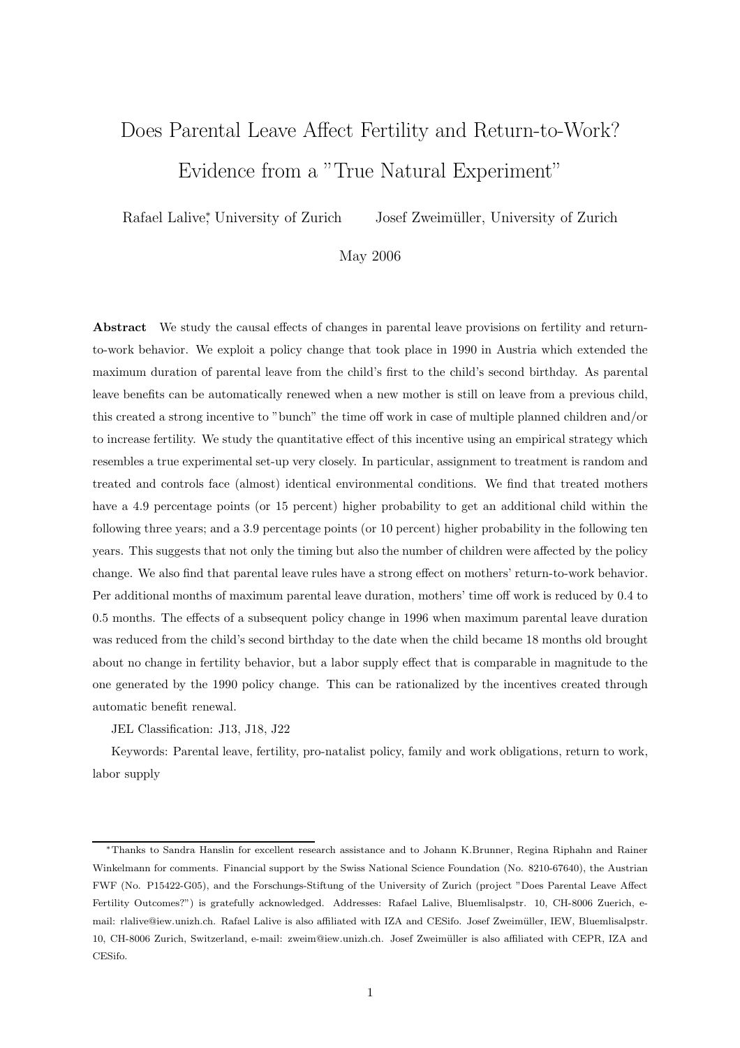# Does Parental Leave Affect Fertility and Return-to-Work? Evidence from a "True Natural Experiment"

Rafael Lalive[*], University of Zurich  Josef Zweimüller, University of Zurich

May 2006

**Abstract** We study the causal effects of changes in parental leave provisions on fertility and return-to-work behavior. We exploit a policy change that took place in 1990 in Austria which extended the maximum duration of parental leave from the child's first to the child's second birthday. As parental leave benefits can be automatically renewed when a new mother is still on leave from a previous child, this created a strong incentive to "bunch" the time off work in case of multiple planned children and/or to increase fertility. We study the quantitative effect of this incentive using an empirical strategy which resembles a true experimental set-up very closely. In particular, assignment to treatment is random and treated and controls face (almost) identical environmental conditions. We find that treated mothers have a 4.9 percentage points (or 15 percent) higher probability to get an additional child within the following three years; and a 3.9 percentage points (or 10 percent) higher probability in the following ten years. This suggests that not only the timing but also the number of children were affected by the policy change. We also find that parental leave rules have a strong effect on mothers' return-to-work behavior. Per additional months of maximum parental leave duration, mothers' time off work is reduced by 0.4 to 0.5 months. The effects of a subsequent policy change in 1996 when maximum parental leave duration was reduced from the child's second birthday to the date when the child became 18 months old brought about no change in fertility behavior, but a labor supply effect that is comparable in magnitude to the one generated by the 1990 policy change. This can be rationalized by the incentives created through automatic benefit renewal.

JEL Classification: J13, J18, J22

Keywords: Parental leave, fertility, pro-natalist policy, family and work obligations, return to work, labor supply

---

[*]Thanks to Sandra Hanslin for excellent research assistance and to Johann K.Brunner, Regina Riphahn and Rainer Winkelmann for comments. Financial support by the Swiss National Science Foundation (No. 8210-67640), the Austrian FWF (No. P15422-G05), and the Forschungs-Stiftung of the University of Zurich (project "Does Parental Leave Affect Fertility Outcomes?") is gratefully acknowledged. Addresses: Rafael Lalive, Bluemlisalpstr. 10, CH-8006 Zuerich, e-mail: rlalive@iew.unizh.ch. Rafael Lalive is also affiliated with IZA and CESifo. Josef Zweimüller, IEW, Bluemlisalpstr. 10, CH-8006 Zurich, Switzerland, e-mail: zweim@iew.unizh.ch. Josef Zweimüller is also affiliated with CEPR, IZA and CESifo.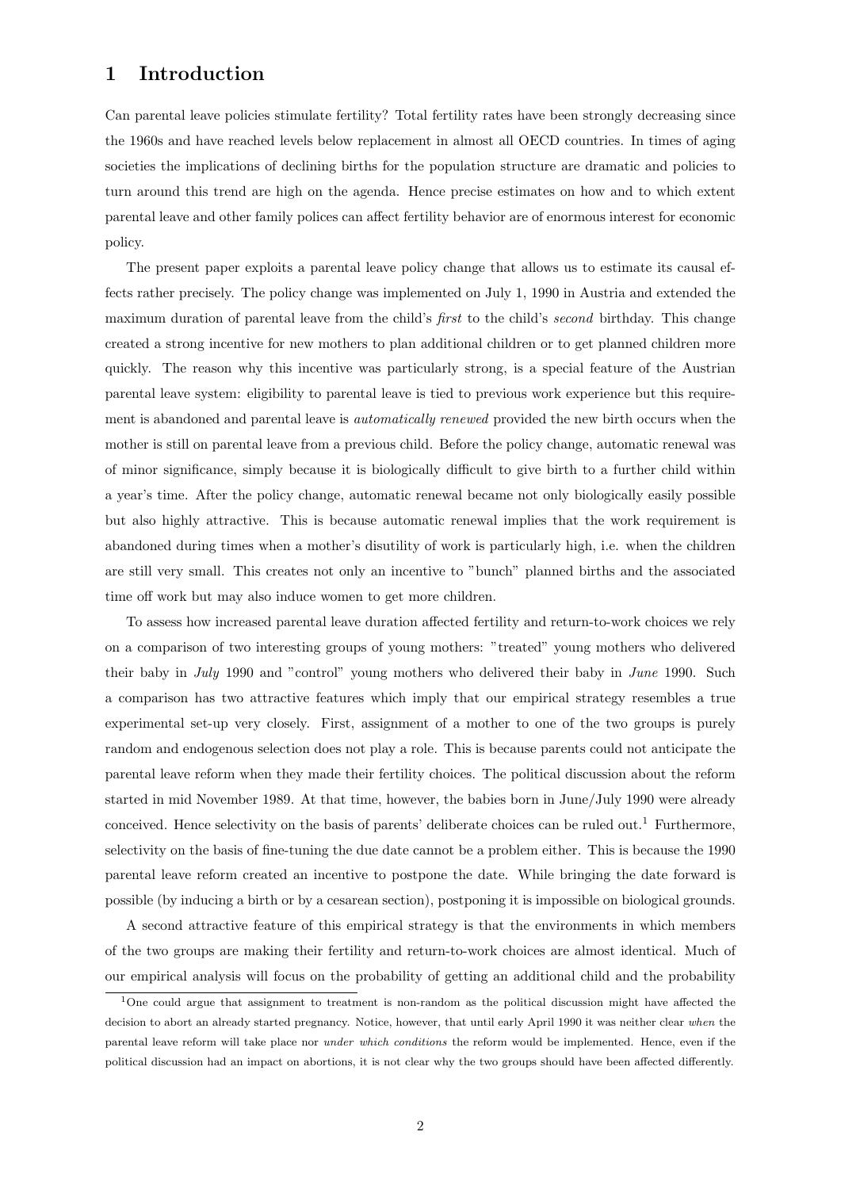# 1 Introduction

Can parental leave policies stimulate fertility? Total fertility rates have been strongly decreasing since the 1960s and have reached levels below replacement in almost all OECD countries. In times of aging societies the implications of declining births for the population structure are dramatic and policies to turn around this trend are high on the agenda. Hence precise estimates on how and to which extent parental leave and other family polices can affect fertility behavior are of enormous interest for economic policy.

The present paper exploits a parental leave policy change that allows us to estimate its causal effects rather precisely. The policy change was implemented on July 1, 1990 in Austria and extended the maximum duration of parental leave from the child's *first* to the child's *second* birthday. This change created a strong incentive for new mothers to plan additional children or to get planned children more quickly. The reason why this incentive was particularly strong, is a special feature of the Austrian parental leave system: eligibility to parental leave is tied to previous work experience but this requirement is abandoned and parental leave is *automatically renewed* provided the new birth occurs when the mother is still on parental leave from a previous child. Before the policy change, automatic renewal was of minor significance, simply because it is biologically difficult to give birth to a further child within a year's time. After the policy change, automatic renewal became not only biologically easily possible but also highly attractive. This is because automatic renewal implies that the work requirement is abandoned during times when a mother's disutility of work is particularly high, i.e. when the children are still very small. This creates not only an incentive to "bunch" planned births and the associated time off work but may also induce women to get more children.

To assess how increased parental leave duration affected fertility and return-to-work choices we rely on a comparison of two interesting groups of young mothers: "treated" young mothers who delivered their baby in *July* 1990 and "control" young mothers who delivered their baby in *June* 1990. Such a comparison has two attractive features which imply that our empirical strategy resembles a true experimental set-up very closely. First, assignment of a mother to one of the two groups is purely random and endogenous selection does not play a role. This is because parents could not anticipate the parental leave reform when they made their fertility choices. The political discussion about the reform started in mid November 1989. At that time, however, the babies born in June/July 1990 were already conceived. Hence selectivity on the basis of parents' deliberate choices can be ruled out.[1] Furthermore, selectivity on the basis of fine-tuning the due date cannot be a problem either. This is because the 1990 parental leave reform created an incentive to postpone the date. While bringing the date forward is possible (by inducing a birth or by a cesarean section), postponing it is impossible on biological grounds.

A second attractive feature of this empirical strategy is that the environments in which members of the two groups are making their fertility and return-to-work choices are almost identical. Much of our empirical analysis will focus on the probability of getting an additional child and the probability

[1] One could argue that assignment to treatment is non-random as the political discussion might have affected the decision to abort an already started pregnancy. Notice, however, that until early April 1990 it was neither clear *when* the parental leave reform will take place nor *under which conditions* the reform would be implemented. Hence, even if the political discussion had an impact on abortions, it is not clear why the two groups should have been affected differently.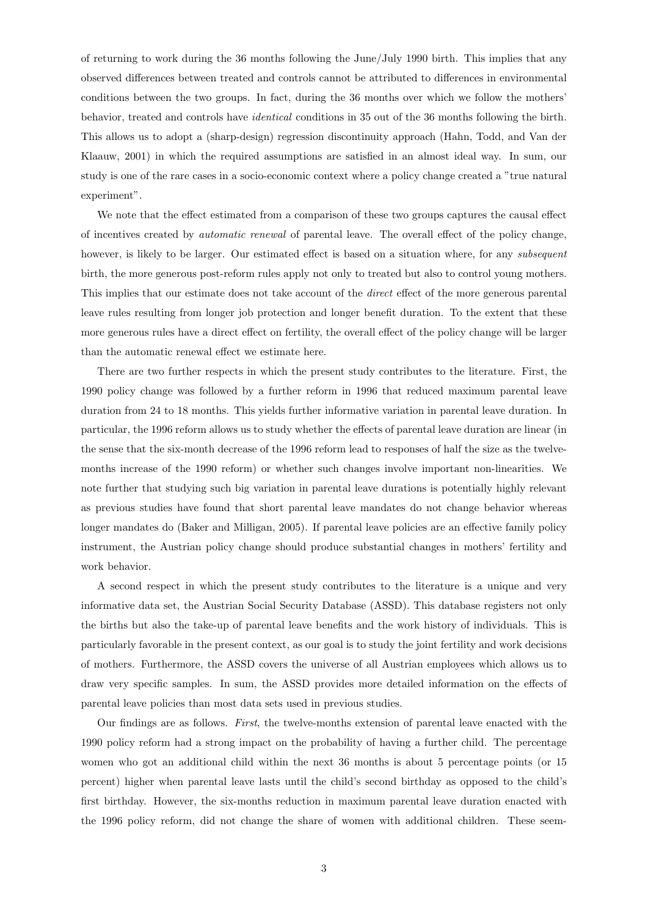of returning to work during the 36 months following the June/July 1990 birth. This implies that any observed differences between treated and controls cannot be attributed to differences in environmental conditions between the two groups. In fact, during the 36 months over which we follow the mothers' behavior, treated and controls have *identical* conditions in 35 out of the 36 months following the birth. This allows us to adopt a (sharp-design) regression discontinuity approach (Hahn, Todd, and Van der Klaauw, 2001) in which the required assumptions are satisfied in an almost ideal way. In sum, our study is one of the rare cases in a socio-economic context where a policy change created a "true natural experiment".

We note that the effect estimated from a comparison of these two groups captures the causal effect of incentives created by *automatic renewal* of parental leave. The overall effect of the policy change, however, is likely to be larger. Our estimated effect is based on a situation where, for any *subsequent* birth, the more generous post-reform rules apply not only to treated but also to control young mothers. This implies that our estimate does not take account of the *direct* effect of the more generous parental leave rules resulting from longer job protection and longer benefit duration. To the extent that these more generous rules have a direct effect on fertility, the overall effect of the policy change will be larger than the automatic renewal effect we estimate here.

There are two further respects in which the present study contributes to the literature. First, the 1990 policy change was followed by a further reform in 1996 that reduced maximum parental leave duration from 24 to 18 months. This yields further informative variation in parental leave duration. In particular, the 1996 reform allows us to study whether the effects of parental leave duration are linear (in the sense that the six-month decrease of the 1996 reform lead to responses of half the size as the twelve-months increase of the 1990 reform) or whether such changes involve important non-linearities. We note further that studying such big variation in parental leave durations is potentially highly relevant as previous studies have found that short parental leave mandates do not change behavior whereas longer mandates do (Baker and Milligan, 2005). If parental leave policies are an effective family policy instrument, the Austrian policy change should produce substantial changes in mothers' fertility and work behavior.

A second respect in which the present study contributes to the literature is a unique and very informative data set, the Austrian Social Security Database (ASSD). This database registers not only the births but also the take-up of parental leave benefits and the work history of individuals. This is particularly favorable in the present context, as our goal is to study the joint fertility and work decisions of mothers. Furthermore, the ASSD covers the universe of all Austrian employees which allows us to draw very specific samples. In sum, the ASSD provides more detailed information on the effects of parental leave policies than most data sets used in previous studies.

Our findings are as follows. *First*, the twelve-months extension of parental leave enacted with the 1990 policy reform had a strong impact on the probability of having a further child. The percentage women who got an additional child within the next 36 months is about 5 percentage points (or 15 percent) higher when parental leave lasts until the child's second birthday as opposed to the child's first birthday. However, the six-months reduction in maximum parental leave duration enacted with the 1996 policy reform, did not change the share of women with additional children. These seem-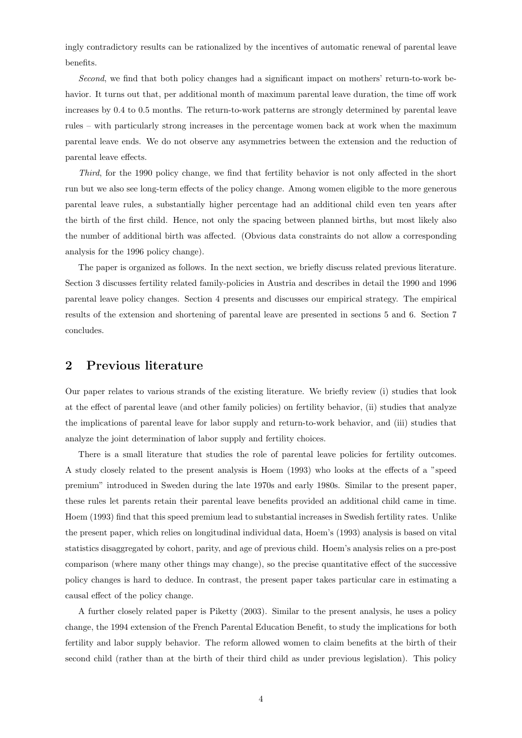ingly contradictory results can be rationalized by the incentives of automatic renewal of parental leave benefits.

*Second*, we find that both policy changes had a significant impact on mothers' return-to-work behavior. It turns out that, per additional month of maximum parental leave duration, the time off work increases by 0.4 to 0.5 months. The return-to-work patterns are strongly determined by parental leave rules – with particularly strong increases in the percentage women back at work when the maximum parental leave ends. We do not observe any asymmetries between the extension and the reduction of parental leave effects.

*Third*, for the 1990 policy change, we find that fertility behavior is not only affected in the short run but we also see long-term effects of the policy change. Among women eligible to the more generous parental leave rules, a substantially higher percentage had an additional child even ten years after the birth of the first child. Hence, not only the spacing between planned births, but most likely also the number of additional birth was affected. (Obvious data constraints do not allow a corresponding analysis for the 1996 policy change).

The paper is organized as follows. In the next section, we briefly discuss related previous literature. Section 3 discusses fertility related family-policies in Austria and describes in detail the 1990 and 1996 parental leave policy changes. Section 4 presents and discusses our empirical strategy. The empirical results of the extension and shortening of parental leave are presented in sections 5 and 6. Section 7 concludes.

## 2 Previous literature

Our paper relates to various strands of the existing literature. We briefly review (i) studies that look at the effect of parental leave (and other family policies) on fertility behavior, (ii) studies that analyze the implications of parental leave for labor supply and return-to-work behavior, and (iii) studies that analyze the joint determination of labor supply and fertility choices.

There is a small literature that studies the role of parental leave policies for fertility outcomes. A study closely related to the present analysis is Hoem (1993) who looks at the effects of a "speed premium" introduced in Sweden during the late 1970s and early 1980s. Similar to the present paper, these rules let parents retain their parental leave benefits provided an additional child came in time. Hoem (1993) find that this speed premium lead to substantial increases in Swedish fertility rates. Unlike the present paper, which relies on longitudinal individual data, Hoem's (1993) analysis is based on vital statistics disaggregated by cohort, parity, and age of previous child. Hoem's analysis relies on a pre-post comparison (where many other things may change), so the precise quantitative effect of the successive policy changes is hard to deduce. In contrast, the present paper takes particular care in estimating a causal effect of the policy change.

A further closely related paper is Piketty (2003). Similar to the present analysis, he uses a policy change, the 1994 extension of the French Parental Education Benefit, to study the implications for both fertility and labor supply behavior. The reform allowed women to claim benefits at the birth of their second child (rather than at the birth of their third child as under previous legislation). This policy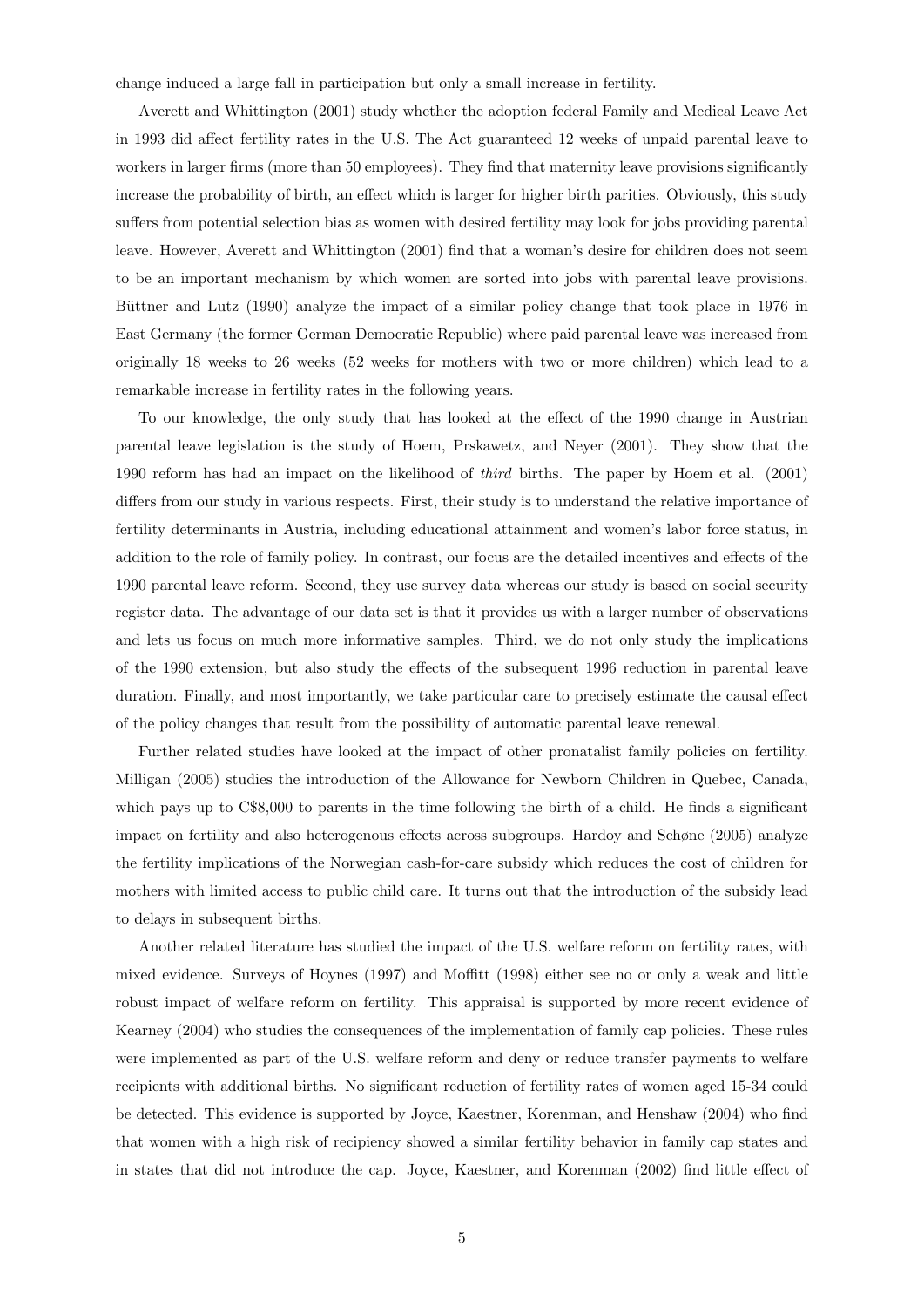change induced a large fall in participation but only a small increase in fertility.

Averett and Whittington (2001) study whether the adoption federal Family and Medical Leave Act in 1993 did affect fertility rates in the U.S. The Act guaranteed 12 weeks of unpaid parental leave to workers in larger firms (more than 50 employees). They find that maternity leave provisions significantly increase the probability of birth, an effect which is larger for higher birth parities. Obviously, this study suffers from potential selection bias as women with desired fertility may look for jobs providing parental leave. However, Averett and Whittington (2001) find that a woman's desire for children does not seem to be an important mechanism by which women are sorted into jobs with parental leave provisions. Büttner and Lutz (1990) analyze the impact of a similar policy change that took place in 1976 in East Germany (the former German Democratic Republic) where paid parental leave was increased from originally 18 weeks to 26 weeks (52 weeks for mothers with two or more children) which lead to a remarkable increase in fertility rates in the following years.

To our knowledge, the only study that has looked at the effect of the 1990 change in Austrian parental leave legislation is the study of Hoem, Prskawetz, and Neyer (2001). They show that the 1990 reform has had an impact on the likelihood of *third* births. The paper by Hoem et al. (2001) differs from our study in various respects. First, their study is to understand the relative importance of fertility determinants in Austria, including educational attainment and women's labor force status, in addition to the role of family policy. In contrast, our focus are the detailed incentives and effects of the 1990 parental leave reform. Second, they use survey data whereas our study is based on social security register data. The advantage of our data set is that it provides us with a larger number of observations and lets us focus on much more informative samples. Third, we do not only study the implications of the 1990 extension, but also study the effects of the subsequent 1996 reduction in parental leave duration. Finally, and most importantly, we take particular care to precisely estimate the causal effect of the policy changes that result from the possibility of automatic parental leave renewal.

Further related studies have looked at the impact of other pronatalist family policies on fertility. Milligan (2005) studies the introduction of the Allowance for Newborn Children in Quebec, Canada, which pays up to C$8,000 to parents in the time following the birth of a child. He finds a significant impact on fertility and also heterogenous effects across subgroups. Hardoy and Schøne (2005) analyze the fertility implications of the Norwegian cash-for-care subsidy which reduces the cost of children for mothers with limited access to public child care. It turns out that the introduction of the subsidy lead to delays in subsequent births.

Another related literature has studied the impact of the U.S. welfare reform on fertility rates, with mixed evidence. Surveys of Hoynes (1997) and Moffitt (1998) either see no or only a weak and little robust impact of welfare reform on fertility. This appraisal is supported by more recent evidence of Kearney (2004) who studies the consequences of the implementation of family cap policies. These rules were implemented as part of the U.S. welfare reform and deny or reduce transfer payments to welfare recipients with additional births. No significant reduction of fertility rates of women aged 15-34 could be detected. This evidence is supported by Joyce, Kaestner, Korenman, and Henshaw (2004) who find that women with a high risk of recipiency showed a similar fertility behavior in family cap states and in states that did not introduce the cap. Joyce, Kaestner, and Korenman (2002) find little effect of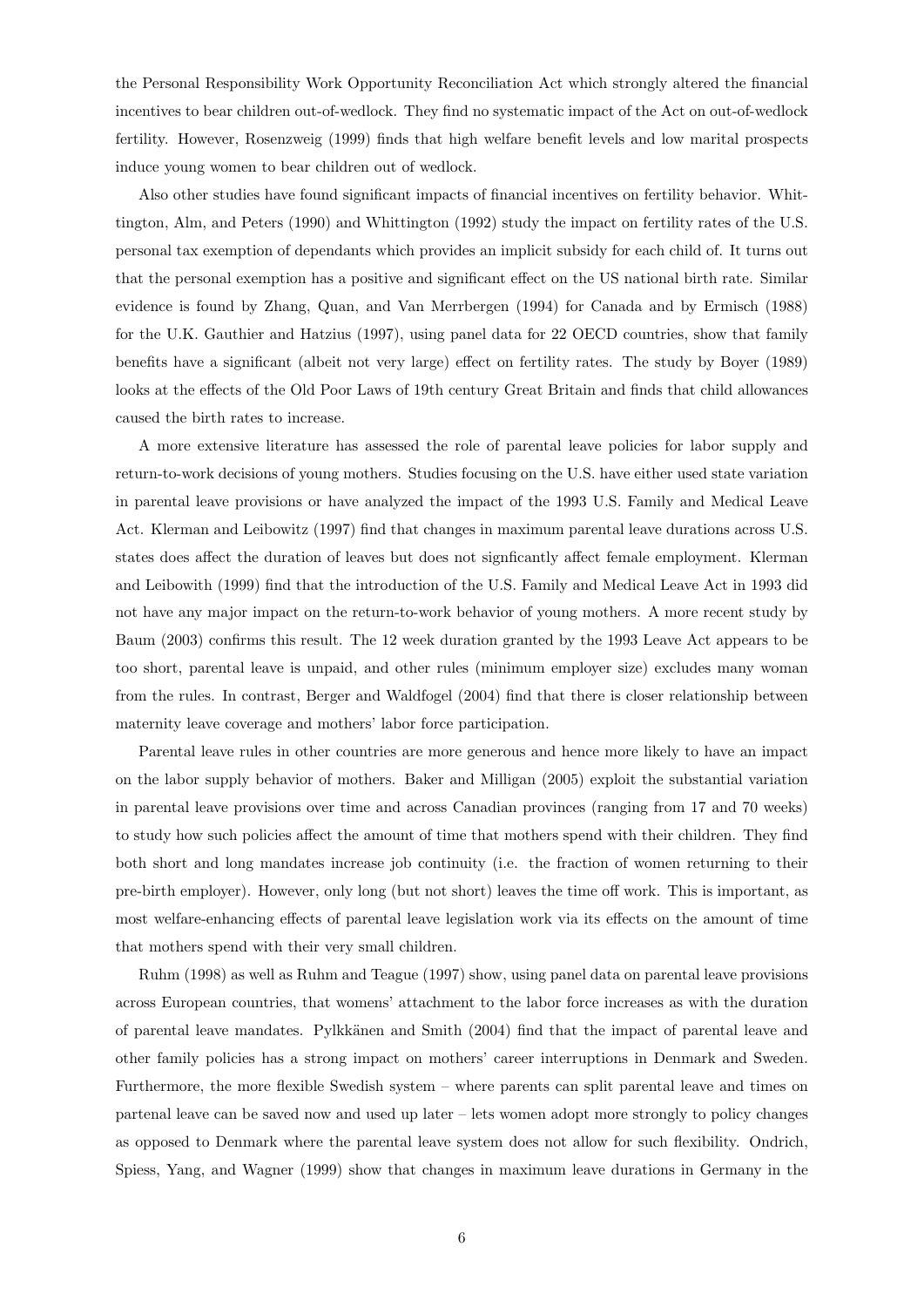the Personal Responsibility Work Opportunity Reconciliation Act which strongly altered the financial incentives to bear children out-of-wedlock. They find no systematic impact of the Act on out-of-wedlock fertility. However, Rosenzweig (1999) finds that high welfare benefit levels and low marital prospects induce young women to bear children out of wedlock.

Also other studies have found significant impacts of financial incentives on fertility behavior. Whittington, Alm, and Peters (1990) and Whittington (1992) study the impact on fertility rates of the U.S. personal tax exemption of dependants which provides an implicit subsidy for each child of. It turns out that the personal exemption has a positive and significant effect on the US national birth rate. Similar evidence is found by Zhang, Quan, and Van Merrbergen (1994) for Canada and by Ermisch (1988) for the U.K. Gauthier and Hatzius (1997), using panel data for 22 OECD countries, show that family benefits have a significant (albeit not very large) effect on fertility rates. The study by Boyer (1989) looks at the effects of the Old Poor Laws of 19th century Great Britain and finds that child allowances caused the birth rates to increase.

A more extensive literature has assessed the role of parental leave policies for labor supply and return-to-work decisions of young mothers. Studies focusing on the U.S. have either used state variation in parental leave provisions or have analyzed the impact of the 1993 U.S. Family and Medical Leave Act. Klerman and Leibowitz (1997) find that changes in maximum parental leave durations across U.S. states does affect the duration of leaves but does not signficantly affect female employment. Klerman and Leibowith (1999) find that the introduction of the U.S. Family and Medical Leave Act in 1993 did not have any major impact on the return-to-work behavior of young mothers. A more recent study by Baum (2003) confirms this result. The 12 week duration granted by the 1993 Leave Act appears to be too short, parental leave is unpaid, and other rules (minimum employer size) excludes many woman from the rules. In contrast, Berger and Waldfogel (2004) find that there is closer relationship between maternity leave coverage and mothers' labor force participation.

Parental leave rules in other countries are more generous and hence more likely to have an impact on the labor supply behavior of mothers. Baker and Milligan (2005) exploit the substantial variation in parental leave provisions over time and across Canadian provinces (ranging from 17 and 70 weeks) to study how such policies affect the amount of time that mothers spend with their children. They find both short and long mandates increase job continuity (i.e. the fraction of women returning to their pre-birth employer). However, only long (but not short) leaves the time off work. This is important, as most welfare-enhancing effects of parental leave legislation work via its effects on the amount of time that mothers spend with their very small children.

Ruhm (1998) as well as Ruhm and Teague (1997) show, using panel data on parental leave provisions across European countries, that womens' attachment to the labor force increases as with the duration of parental leave mandates. Pylkkänen and Smith (2004) find that the impact of parental leave and other family policies has a strong impact on mothers' career interruptions in Denmark and Sweden. Furthermore, the more flexible Swedish system – where parents can split parental leave and times on partenal leave can be saved now and used up later – lets women adopt more strongly to policy changes as opposed to Denmark where the parental leave system does not allow for such flexibility. Ondrich, Spiess, Yang, and Wagner (1999) show that changes in maximum leave durations in Germany in the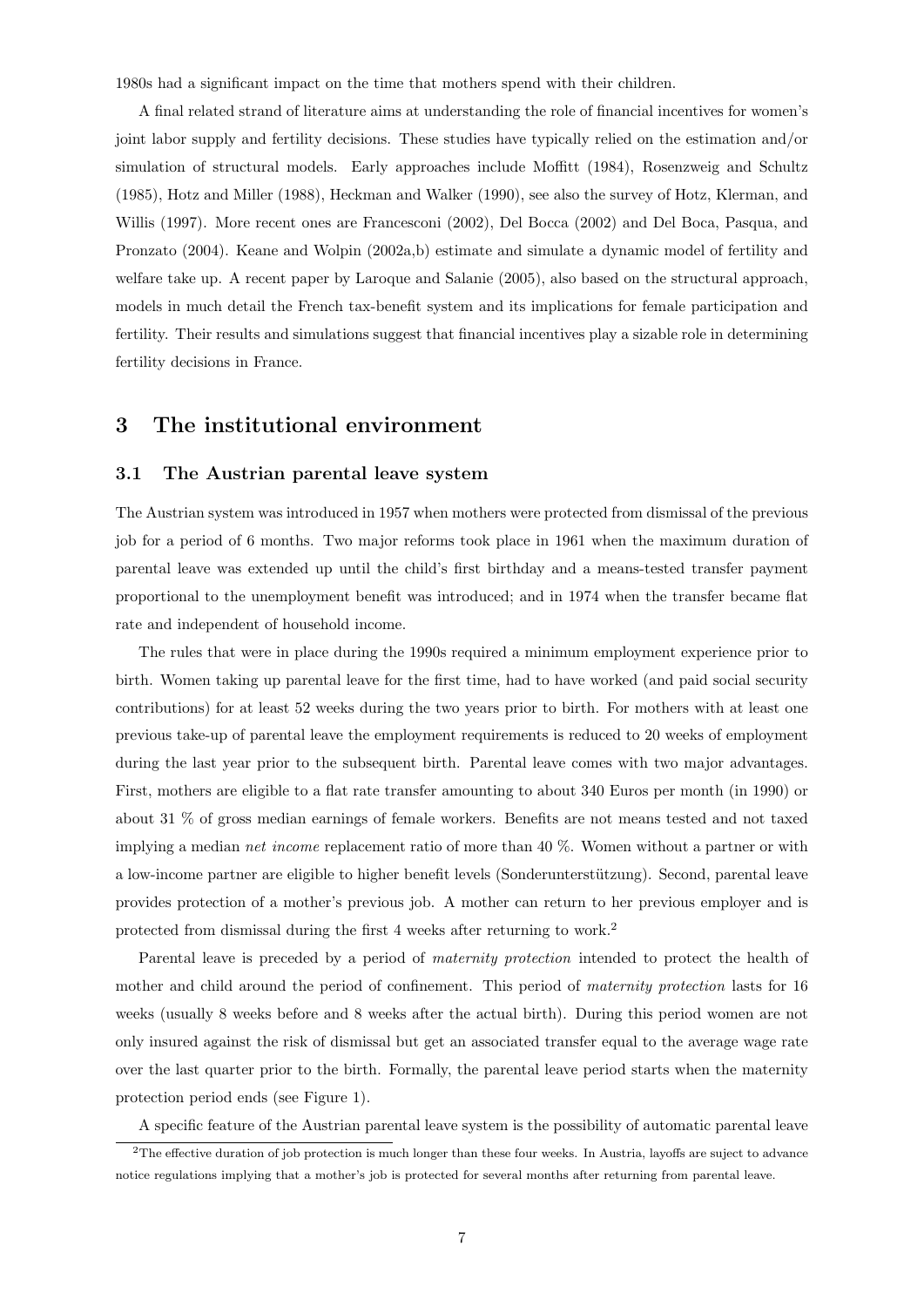1980s had a significant impact on the time that mothers spend with their children.

A final related strand of literature aims at understanding the role of financial incentives for women's joint labor supply and fertility decisions. These studies have typically relied on the estimation and/or simulation of structural models. Early approaches include Moffitt (1984), Rosenzweig and Schultz (1985), Hotz and Miller (1988), Heckman and Walker (1990), see also the survey of Hotz, Klerman, and Willis (1997). More recent ones are Francesconi (2002), Del Bocca (2002) and Del Boca, Pasqua, and Pronzato (2004). Keane and Wolpin (2002a,b) estimate and simulate a dynamic model of fertility and welfare take up. A recent paper by Laroque and Salanie (2005), also based on the structural approach, models in much detail the French tax-benefit system and its implications for female participation and fertility. Their results and simulations suggest that financial incentives play a sizable role in determining fertility decisions in France.

# 3 The institutional environment

## 3.1 The Austrian parental leave system

The Austrian system was introduced in 1957 when mothers were protected from dismissal of the previous job for a period of 6 months. Two major reforms took place in 1961 when the maximum duration of parental leave was extended up until the child's first birthday and a means-tested transfer payment proportional to the unemployment benefit was introduced; and in 1974 when the transfer became flat rate and independent of household income.

The rules that were in place during the 1990s required a minimum employment experience prior to birth. Women taking up parental leave for the first time, had to have worked (and paid social security contributions) for at least 52 weeks during the two years prior to birth. For mothers with at least one previous take-up of parental leave the employment requirements is reduced to 20 weeks of employment during the last year prior to the subsequent birth. Parental leave comes with two major advantages. First, mothers are eligible to a flat rate transfer amounting to about 340 Euros per month (in 1990) or about 31 % of gross median earnings of female workers. Benefits are not means tested and not taxed implying a median *net income* replacement ratio of more than 40 %. Women without a partner or with a low-income partner are eligible to higher benefit levels (Sonderunterstützung). Second, parental leave provides protection of a mother's previous job. A mother can return to her previous employer and is protected from dismissal during the first 4 weeks after returning to work.[2]

Parental leave is preceded by a period of *maternity protection* intended to protect the health of mother and child around the period of confinement. This period of *maternity protection* lasts for 16 weeks (usually 8 weeks before and 8 weeks after the actual birth). During this period women are not only insured against the risk of dismissal but get an associated transfer equal to the average wage rate over the last quarter prior to the birth. Formally, the parental leave period starts when the maternity protection period ends (see Figure 1).

A specific feature of the Austrian parental leave system is the possibility of automatic parental leave

[2] The effective duration of job protection is much longer than these four weeks. In Austria, layoffs are suject to advance notice regulations implying that a mother's job is protected for several months after returning from parental leave.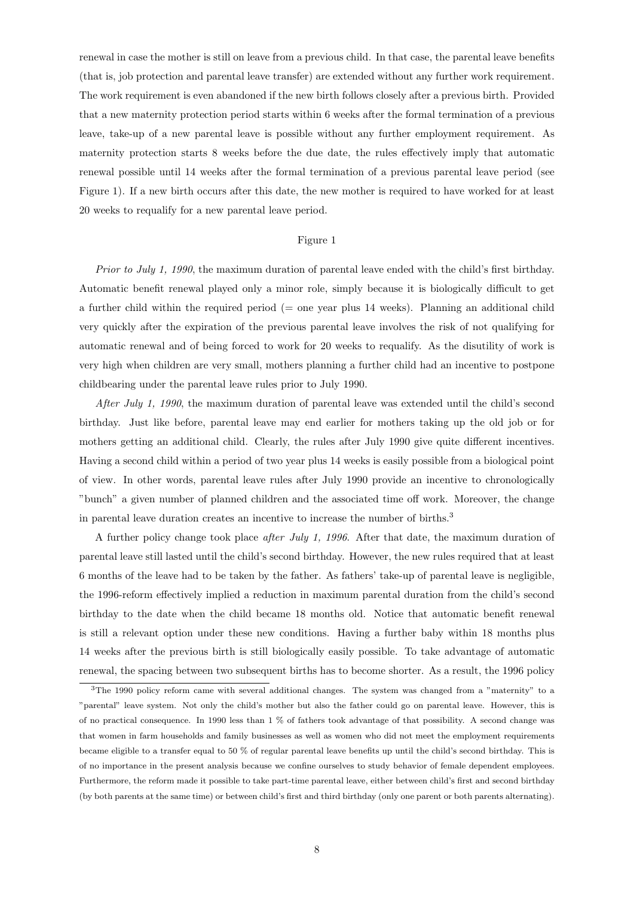renewal in case the mother is still on leave from a previous child. In that case, the parental leave benefits (that is, job protection and parental leave transfer) are extended without any further work requirement. The work requirement is even abandoned if the new birth follows closely after a previous birth. Provided that a new maternity protection period starts within 6 weeks after the formal termination of a previous leave, take-up of a new parental leave is possible without any further employment requirement. As maternity protection starts 8 weeks before the due date, the rules effectively imply that automatic renewal possible until 14 weeks after the formal termination of a previous parental leave period (see Figure 1). If a new birth occurs after this date, the new mother is required to have worked for at least 20 weeks to requalify for a new parental leave period.

Figure 1

*Prior to July 1, 1990*, the maximum duration of parental leave ended with the child's first birthday. Automatic benefit renewal played only a minor role, simply because it is biologically difficult to get a further child within the required period (= one year plus 14 weeks). Planning an additional child very quickly after the expiration of the previous parental leave involves the risk of not qualifying for automatic renewal and of being forced to work for 20 weeks to requalify. As the disutility of work is very high when children are very small, mothers planning a further child had an incentive to postpone childbearing under the parental leave rules prior to July 1990.

*After July 1, 1990*, the maximum duration of parental leave was extended until the child's second birthday. Just like before, parental leave may end earlier for mothers taking up the old job or for mothers getting an additional child. Clearly, the rules after July 1990 give quite different incentives. Having a second child within a period of two year plus 14 weeks is easily possible from a biological point of view. In other words, parental leave rules after July 1990 provide an incentive to chronologically "bunch" a given number of planned children and the associated time off work. Moreover, the change in parental leave duration creates an incentive to increase the number of births.[3]

A further policy change took place *after July 1, 1996*. After that date, the maximum duration of parental leave still lasted until the child's second birthday. However, the new rules required that at least 6 months of the leave had to be taken by the father. As fathers' take-up of parental leave is negligible, the 1996-reform effectively implied a reduction in maximum parental duration from the child's second birthday to the date when the child became 18 months old. Notice that automatic benefit renewal is still a relevant option under these new conditions. Having a further baby within 18 months plus 14 weeks after the previous birth is still biologically easily possible. To take advantage of automatic renewal, the spacing between two subsequent births has to become shorter. As a result, the 1996 policy

[3] The 1990 policy reform came with several additional changes. The system was changed from a "maternity" to a "parental" leave system. Not only the child's mother but also the father could go on parental leave. However, this is of no practical consequence. In 1990 less than 1 % of fathers took advantage of that possibility. A second change was that women in farm households and family businesses as well as women who did not meet the employment requirements became eligible to a transfer equal to 50 % of regular parental leave benefits up until the child's second birthday. This is of no importance in the present analysis because we confine ourselves to study behavior of female dependent employees. Furthermore, the reform made it possible to take part-time parental leave, either between child's first and second birthday (by both parents at the same time) or between child's first and third birthday (only one parent or both parents alternating).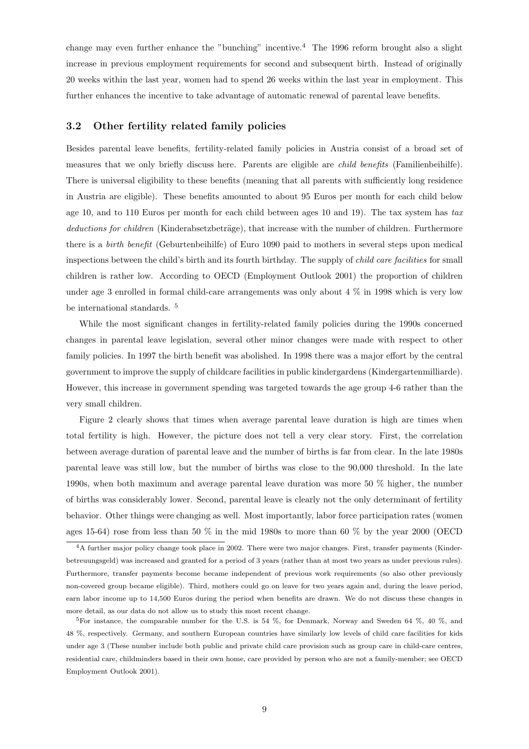change may even further enhance the "bunching" incentive.[4] The 1996 reform brought also a slight increase in previous employment requirements for second and subsequent birth. Instead of originally 20 weeks within the last year, women had to spend 26 weeks within the last year in employment. This further enhances the incentive to take advantage of automatic renewal of parental leave benefits.

### 3.2 Other fertility related family policies

Besides parental leave benefits, fertility-related family policies in Austria consist of a broad set of measures that we only briefly discuss here. Parents are eligible are *child benefits* (Familienbeihilfe). There is universal eligibility to these benefits (meaning that all parents with sufficiently long residence in Austria are eligible). These benefits amounted to about 95 Euros per month for each child below age 10, and to 110 Euros per month for each child between ages 10 and 19). The tax system has *tax deductions for children* (Kinderabsetzbeträge), that increase with the number of children. Furthermore there is a *birth benefit* (Geburtenbeihilfe) of Euro 1090 paid to mothers in several steps upon medical inspections between the child's birth and its fourth birthday. The supply of *child care facilities* for small children is rather low. According to OECD (Employment Outlook 2001) the proportion of children under age 3 enrolled in formal child-care arrangements was only about 4 % in 1998 which is very low be international standards. [5]

While the most significant changes in fertility-related family policies during the 1990s concerned changes in parental leave legislation, several other minor changes were made with respect to other family policies. In 1997 the birth benefit was abolished. In 1998 there was a major effort by the central government to improve the supply of childcare facilities in public kindergardens (Kindergartenmilliarde). However, this increase in government spending was targeted towards the age group 4-6 rather than the very small children.

Figure 2 clearly shows that times when average parental leave duration is high are times when total fertility is high. However, the picture does not tell a very clear story. First, the correlation between average duration of parental leave and the number of births is far from clear. In the late 1980s parental leave was still low, but the number of births was close to the 90,000 threshold. In the late 1990s, when both maximum and average parental leave duration was more 50 % higher, the number of births was considerably lower. Second, parental leave is clearly not the only determinant of fertility behavior. Other things were changing as well. Most importantly, labor force participation rates (women ages 15-64) rose from less than 50 % in the mid 1980s to more than 60 % by the year 2000 (OECD

[4] A further major policy change took place in 2002. There were two major changes. First, transfer payments (Kinderbetreuungsgeld) was increased and granted for a period of 3 years (rather than at most two years as under previous rules). Furthermore, transfer payments become became independent of previous work requirements (so also other previously non-covered group became eligible). Third, mothers could go on leave for two years again and, during the leave period, earn labor income up to 14,500 Euros during the period when benefits are drawn. We do not discuss these changes in more detail, as our data do not allow us to study this most recent change.

[5] For instance, the comparable number for the U.S. is 54 %, for Denmark, Norway and Sweden 64 %, 40 %, and 48 %, respectively. Germany, and southern European countries have similarly low levels of child care facilities for kids under age 3 (These number include both public and private child care provision such as group care in child-care centres, residential care, childminders based in their own home, care provided by person who are not a family-member; see OECD Employment Outlook 2001).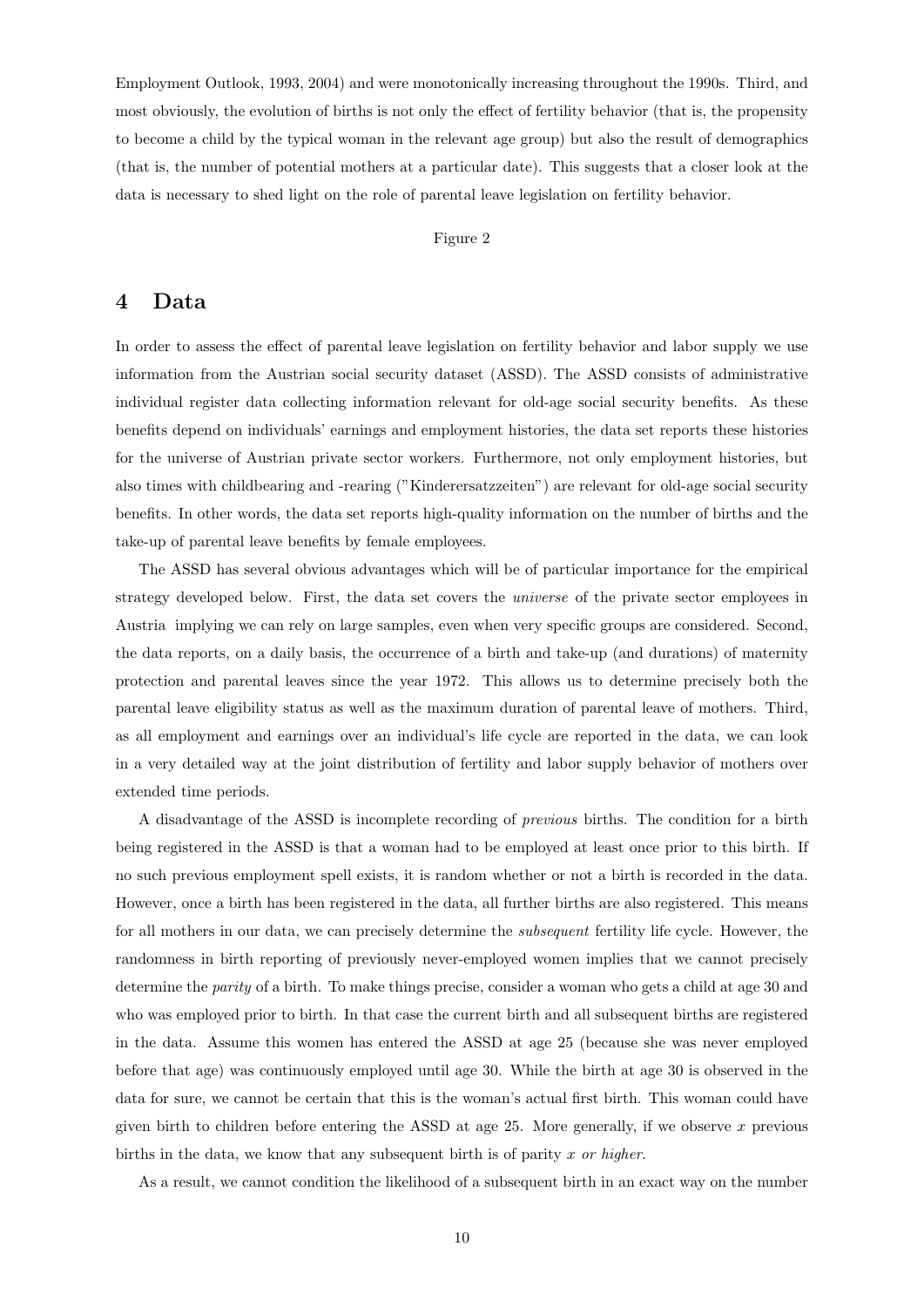Employment Outlook, 1993, 2004) and were monotonically increasing throughout the 1990s. Third, and most obviously, the evolution of births is not only the effect of fertility behavior (that is, the propensity to become a child by the typical woman in the relevant age group) but also the result of demographics (that is, the number of potential mothers at a particular date). This suggests that a closer look at the data is necessary to shed light on the role of parental leave legislation on fertility behavior.

Figure 2

# 4 Data

In order to assess the effect of parental leave legislation on fertility behavior and labor supply we use information from the Austrian social security dataset (ASSD). The ASSD consists of administrative individual register data collecting information relevant for old-age social security benefits. As these benefits depend on individuals' earnings and employment histories, the data set reports these histories for the universe of Austrian private sector workers. Furthermore, not only employment histories, but also times with childbearing and -rearing ("Kinderersatzzeiten") are relevant for old-age social security benefits. In other words, the data set reports high-quality information on the number of births and the take-up of parental leave benefits by female employees.

The ASSD has several obvious advantages which will be of particular importance for the empirical strategy developed below. First, the data set covers the *universe* of the private sector employees in Austria implying we can rely on large samples, even when very specific groups are considered. Second, the data reports, on a daily basis, the occurrence of a birth and take-up (and durations) of maternity protection and parental leaves since the year 1972. This allows us to determine precisely both the parental leave eligibility status as well as the maximum duration of parental leave of mothers. Third, as all employment and earnings over an individual's life cycle are reported in the data, we can look in a very detailed way at the joint distribution of fertility and labor supply behavior of mothers over extended time periods.

A disadvantage of the ASSD is incomplete recording of *previous* births. The condition for a birth being registered in the ASSD is that a woman had to be employed at least once prior to this birth. If no such previous employment spell exists, it is random whether or not a birth is recorded in the data. However, once a birth has been registered in the data, all further births are also registered. This means for all mothers in our data, we can precisely determine the *subsequent* fertility life cycle. However, the randomness in birth reporting of previously never-employed women implies that we cannot precisely determine the *parity* of a birth. To make things precise, consider a woman who gets a child at age 30 and who was employed prior to birth. In that case the current birth and all subsequent births are registered in the data. Assume this women has entered the ASSD at age 25 (because she was never employed before that age) was continuously employed until age 30. While the birth at age 30 is observed in the data for sure, we cannot be certain that this is the woman's actual first birth. This woman could have given birth to children before entering the ASSD at age 25. More generally, if we observe $x$ previous births in the data, we know that any subsequent birth is of parity $x$ *or higher*.

As a result, we cannot condition the likelihood of a subsequent birth in an exact way on the number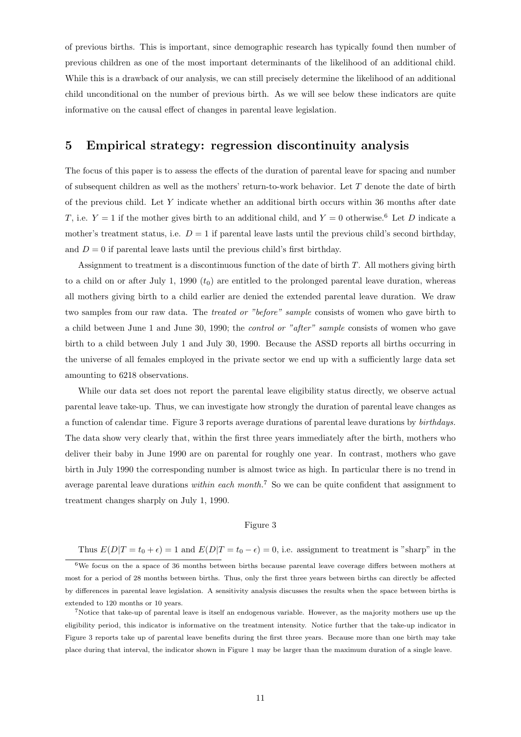of previous births. This is important, since demographic research has typically found then number of previous children as one of the most important determinants of the likelihood of an additional child. While this is a drawback of our analysis, we can still precisely determine the likelihood of an additional child unconditional on the number of previous birth. As we will see below these indicators are quite informative on the causal effect of changes in parental leave legislation.

## 5 Empirical strategy: regression discontinuity analysis

The focus of this paper is to assess the effects of the duration of parental leave for spacing and number of subsequent children as well as the mothers' return-to-work behavior. Let $T$ denote the date of birth of the previous child. Let $Y$ indicate whether an additional birth occurs within 36 months after date $T$, i.e. $Y = 1$ if the mother gives birth to an additional child, and $Y = 0$ otherwise.[6] Let $D$ indicate a mother's treatment status, i.e. $D = 1$ if parental leave lasts until the previous child's second birthday, and $D = 0$ if parental leave lasts until the previous child's first birthday.

Assignment to treatment is a discontinuous function of the date of birth $T$. All mothers giving birth to a child on or after July 1, 1990 ($t_0$) are entitled to the prolonged parental leave duration, whereas all mothers giving birth to a child earlier are denied the extended parental leave duration. We draw two samples from our raw data. The *treated or "before" sample* consists of women who gave birth to a child between June 1 and June 30, 1990; the *control or "after" sample* consists of women who gave birth to a child between July 1 and July 30, 1990. Because the ASSD reports all births occurring in the universe of all females employed in the private sector we end up with a sufficiently large data set amounting to 6218 observations.

While our data set does not report the parental leave eligibility status directly, we observe actual parental leave take-up. Thus, we can investigate how strongly the duration of parental leave changes as a function of calendar time. Figure 3 reports average durations of parental leave durations by *birthdays*. The data show very clearly that, within the first three years immediately after the birth, mothers who deliver their baby in June 1990 are on parental for roughly one year. In contrast, mothers who gave birth in July 1990 the corresponding number is almost twice as high. In particular there is no trend in average parental leave durations *within each month*.[7] So we can be quite confident that assignment to treatment changes sharply on July 1, 1990.

Figure 3

Thus $E(D|T = t_0 + \epsilon) = 1$ and $E(D|T = t_0 - \epsilon) = 0$, i.e. assignment to treatment is "sharp" in the

[6] We focus on the a space of 36 months between births because parental leave coverage differs between mothers at most for a period of 28 months between births. Thus, only the first three years between births can directly be affected by differences in parental leave legislation. A sensitivity analysis discusses the results when the space between births is extended to 120 months or 10 years.

[7] Notice that take-up of parental leave is itself an endogenous variable. However, as the majority mothers use up the eligibility period, this indicator is informative on the treatment intensity. Notice further that the take-up indicator in Figure 3 reports take up of parental leave benefits during the first three years. Because more than one birth may take place during that interval, the indicator shown in Figure 1 may be larger than the maximum duration of a single leave.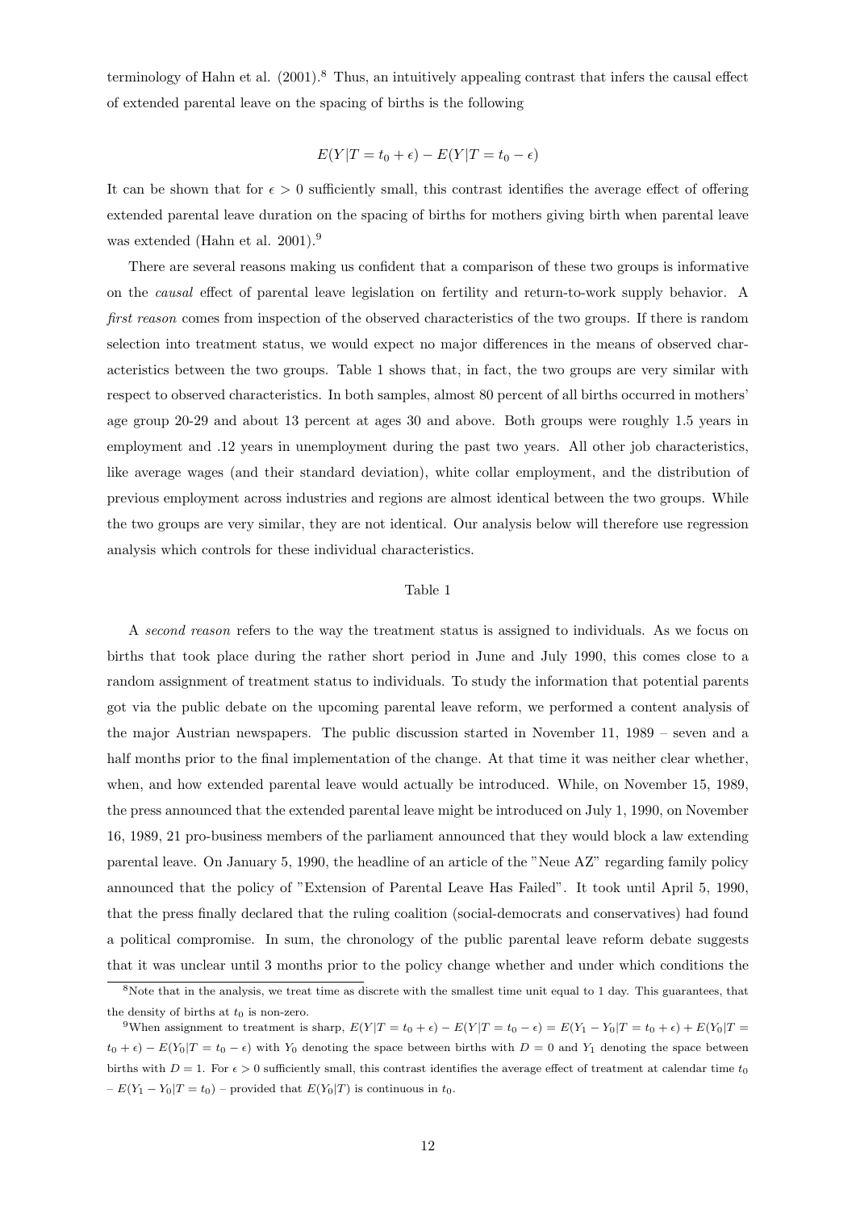terminology of Hahn et al. (2001).[8] Thus, an intuitively appealing contrast that infers the causal effect of extended parental leave on the spacing of births is the following

$$E(Y|T = t_0 + \epsilon) - E(Y|T = t_0 - \epsilon)$$

It can be shown that for $\epsilon > 0$ sufficiently small, this contrast identifies the average effect of offering extended parental leave duration on the spacing of births for mothers giving birth when parental leave was extended (Hahn et al. 2001).[9]

There are several reasons making us confident that a comparison of these two groups is informative on the *causal* effect of parental leave legislation on fertility and return-to-work supply behavior. A *first reason* comes from inspection of the observed characteristics of the two groups. If there is random selection into treatment status, we would expect no major differences in the means of observed characteristics between the two groups. Table 1 shows that, in fact, the two groups are very similar with respect to observed characteristics. In both samples, almost 80 percent of all births occurred in mothers' age group 20-29 and about 13 percent at ages 30 and above. Both groups were roughly 1.5 years in employment and .12 years in unemployment during the past two years. All other job characteristics, like average wages (and their standard deviation), white collar employment, and the distribution of previous employment across industries and regions are almost identical between the two groups. While the two groups are very similar, they are not identical. Our analysis below will therefore use regression analysis which controls for these individual characteristics.

Table 1

A *second reason* refers to the way the treatment status is assigned to individuals. As we focus on births that took place during the rather short period in June and July 1990, this comes close to a random assignment of treatment status to individuals. To study the information that potential parents got via the public debate on the upcoming parental leave reform, we performed a content analysis of the major Austrian newspapers. The public discussion started in November 11, 1989 – seven and a half months prior to the final implementation of the change. At that time it was neither clear whether, when, and how extended parental leave would actually be introduced. While, on November 15, 1989, the press announced that the extended parental leave might be introduced on July 1, 1990, on November 16, 1989, 21 pro-business members of the parliament announced that they would block a law extending parental leave. On January 5, 1990, the headline of an article of the "Neue AZ" regarding family policy announced that the policy of "Extension of Parental Leave Has Failed". It took until April 5, 1990, that the press finally declared that the ruling coalition (social-democrats and conservatives) had found a political compromise. In sum, the chronology of the public parental leave reform debate suggests that it was unclear until 3 months prior to the policy change whether and under which conditions the

---

[8] Note that in the analysis, we treat time as discrete with the smallest time unit equal to 1 day. This guarantees, that the density of births at $t_0$ is non-zero.

[9] When assignment to treatment is sharp, $E(Y|T = t_0 + \epsilon) - E(Y|T = t_0 - \epsilon) = E(Y_1 - Y_0|T = t_0 + \epsilon) + E(Y_0|T = t_0 + \epsilon) - E(Y_0|T = t_0 - \epsilon)$ with $Y_0$ denoting the space between births with $D = 0$ and $Y_1$ denoting the space between births with $D = 1$. For $\epsilon > 0$ sufficiently small, this contrast identifies the average effect of treatment at calendar time $t_0$ – $E(Y_1 - Y_0|T = t_0)$ – provided that $E(Y_0|T)$ is continuous in $t_0$.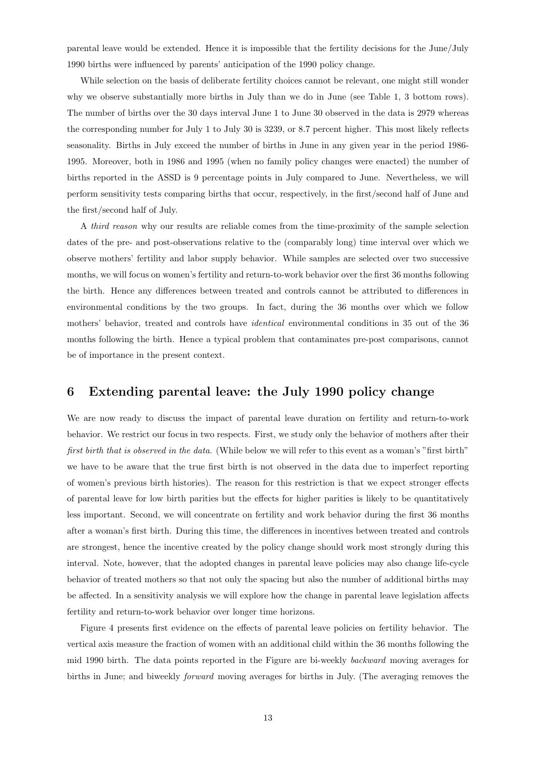parental leave would be extended. Hence it is impossible that the fertility decisions for the June/July 1990 births were influenced by parents' anticipation of the 1990 policy change.

While selection on the basis of deliberate fertility choices cannot be relevant, one might still wonder why we observe substantially more births in July than we do in June (see Table 1, 3 bottom rows). The number of births over the 30 days interval June 1 to June 30 observed in the data is 2979 whereas the corresponding number for July 1 to July 30 is 3239, or 8.7 percent higher. This most likely reflects seasonality. Births in July exceed the number of births in June in any given year in the period 1986-1995. Moreover, both in 1986 and 1995 (when no family policy changes were enacted) the number of births reported in the ASSD is 9 percentage points in July compared to June. Nevertheless, we will perform sensitivity tests comparing births that occur, respectively, in the first/second half of June and the first/second half of July.

A *third reason* why our results are reliable comes from the time-proximity of the sample selection dates of the pre- and post-observations relative to the (comparably long) time interval over which we observe mothers' fertility and labor supply behavior. While samples are selected over two successive months, we will focus on women's fertility and return-to-work behavior over the first 36 months following the birth. Hence any differences between treated and controls cannot be attributed to differences in environmental conditions by the two groups. In fact, during the 36 months over which we follow mothers' behavior, treated and controls have *identical* environmental conditions in 35 out of the 36 months following the birth. Hence a typical problem that contaminates pre-post comparisons, cannot be of importance in the present context.

## 6 Extending parental leave: the July 1990 policy change

We are now ready to discuss the impact of parental leave duration on fertility and return-to-work behavior. We restrict our focus in two respects. First, we study only the behavior of mothers after their *first birth that is observed in the data*. (While below we will refer to this event as a woman's "first birth" we have to be aware that the true first birth is not observed in the data due to imperfect reporting of women's previous birth histories). The reason for this restriction is that we expect stronger effects of parental leave for low birth parities but the effects for higher parities is likely to be quantitatively less important. Second, we will concentrate on fertility and work behavior during the first 36 months after a woman's first birth. During this time, the differences in incentives between treated and controls are strongest, hence the incentive created by the policy change should work most strongly during this interval. Note, however, that the adopted changes in parental leave policies may also change life-cycle behavior of treated mothers so that not only the spacing but also the number of additional births may be affected. In a sensitivity analysis we will explore how the change in parental leave legislation affects fertility and return-to-work behavior over longer time horizons.

Figure 4 presents first evidence on the effects of parental leave policies on fertility behavior. The vertical axis measure the fraction of women with an additional child within the 36 months following the mid 1990 birth. The data points reported in the Figure are bi-weekly *backward* moving averages for births in June; and biweekly *forward* moving averages for births in July. (The averaging removes the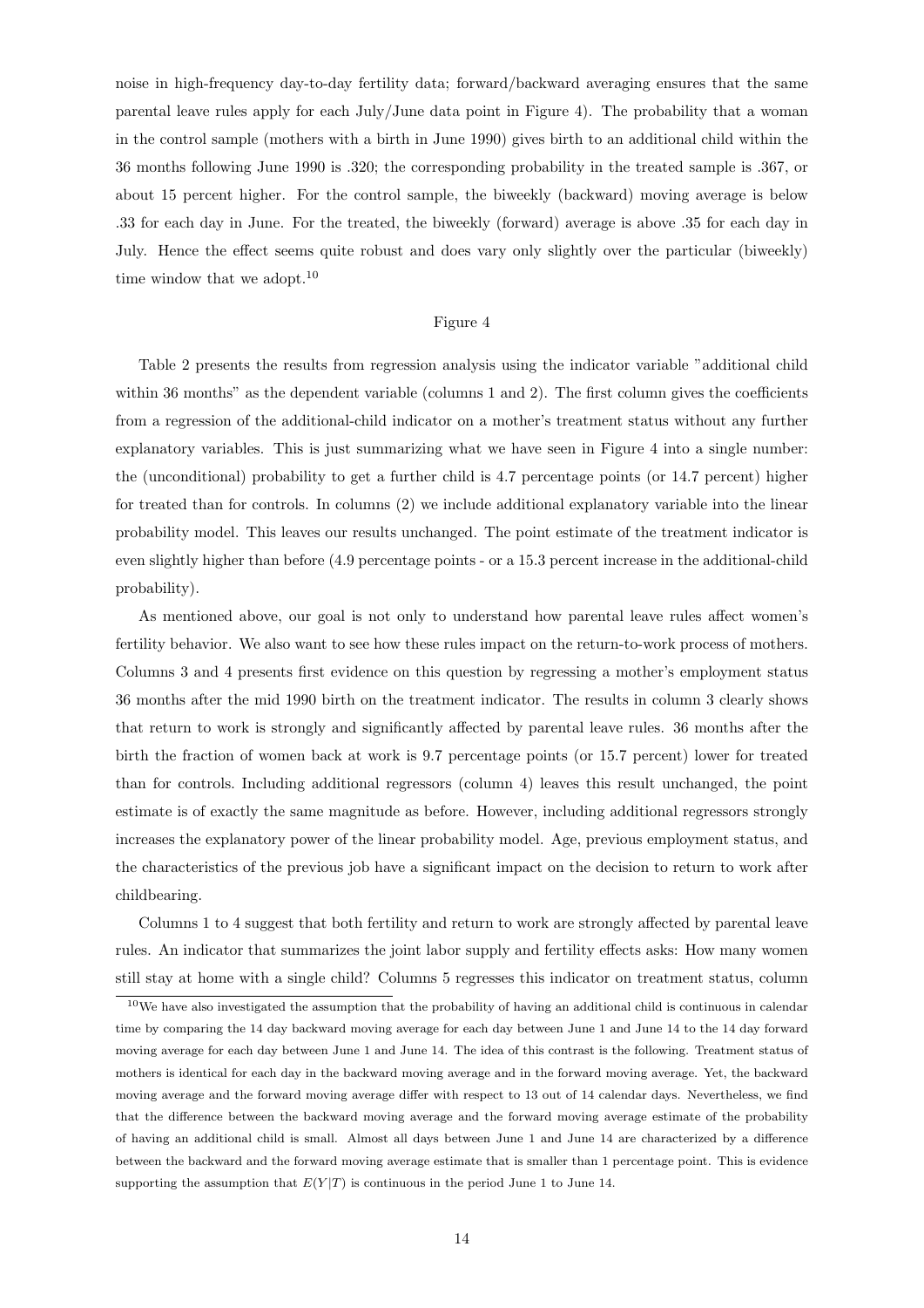noise in high-frequency day-to-day fertility data; forward/backward averaging ensures that the same parental leave rules apply for each July/June data point in Figure 4). The probability that a woman in the control sample (mothers with a birth in June 1990) gives birth to an additional child within the 36 months following June 1990 is .320; the corresponding probability in the treated sample is .367, or about 15 percent higher. For the control sample, the biweekly (backward) moving average is below .33 for each day in June. For the treated, the biweekly (forward) average is above .35 for each day in July. Hence the effect seems quite robust and does vary only slightly over the particular (biweekly) time window that we adopt.[10]

Figure 4

Table 2 presents the results from regression analysis using the indicator variable "additional child within 36 months" as the dependent variable (columns 1 and 2). The first column gives the coefficients from a regression of the additional-child indicator on a mother's treatment status without any further explanatory variables. This is just summarizing what we have seen in Figure 4 into a single number: the (unconditional) probability to get a further child is 4.7 percentage points (or 14.7 percent) higher for treated than for controls. In columns (2) we include additional explanatory variable into the linear probability model. This leaves our results unchanged. The point estimate of the treatment indicator is even slightly higher than before (4.9 percentage points - or a 15.3 percent increase in the additional-child probability).

As mentioned above, our goal is not only to understand how parental leave rules affect women's fertility behavior. We also want to see how these rules impact on the return-to-work process of mothers. Columns 3 and 4 presents first evidence on this question by regressing a mother's employment status 36 months after the mid 1990 birth on the treatment indicator. The results in column 3 clearly shows that return to work is strongly and significantly affected by parental leave rules. 36 months after the birth the fraction of women back at work is 9.7 percentage points (or 15.7 percent) lower for treated than for controls. Including additional regressors (column 4) leaves this result unchanged, the point estimate is of exactly the same magnitude as before. However, including additional regressors strongly increases the explanatory power of the linear probability model. Age, previous employment status, and the characteristics of the previous job have a significant impact on the decision to return to work after childbearing.

Columns 1 to 4 suggest that both fertility and return to work are strongly affected by parental leave rules. An indicator that summarizes the joint labor supply and fertility effects asks: How many women still stay at home with a single child? Columns 5 regresses this indicator on treatment status, column

[10] We have also investigated the assumption that the probability of having an additional child is continuous in calendar time by comparing the 14 day backward moving average for each day between June 1 and June 14 to the 14 day forward moving average for each day between June 1 and June 14. The idea of this contrast is the following. Treatment status of mothers is identical for each day in the backward moving average and in the forward moving average. Yet, the backward moving average and the forward moving average differ with respect to 13 out of 14 calendar days. Nevertheless, we find that the difference between the backward moving average and the forward moving average estimate of the probability of having an additional child is small. Almost all days between June 1 and June 14 are characterized by a difference between the backward and the forward moving average estimate that is smaller than 1 percentage point. This is evidence supporting the assumption that $E(Y|T)$ is continuous in the period June 1 to June 14.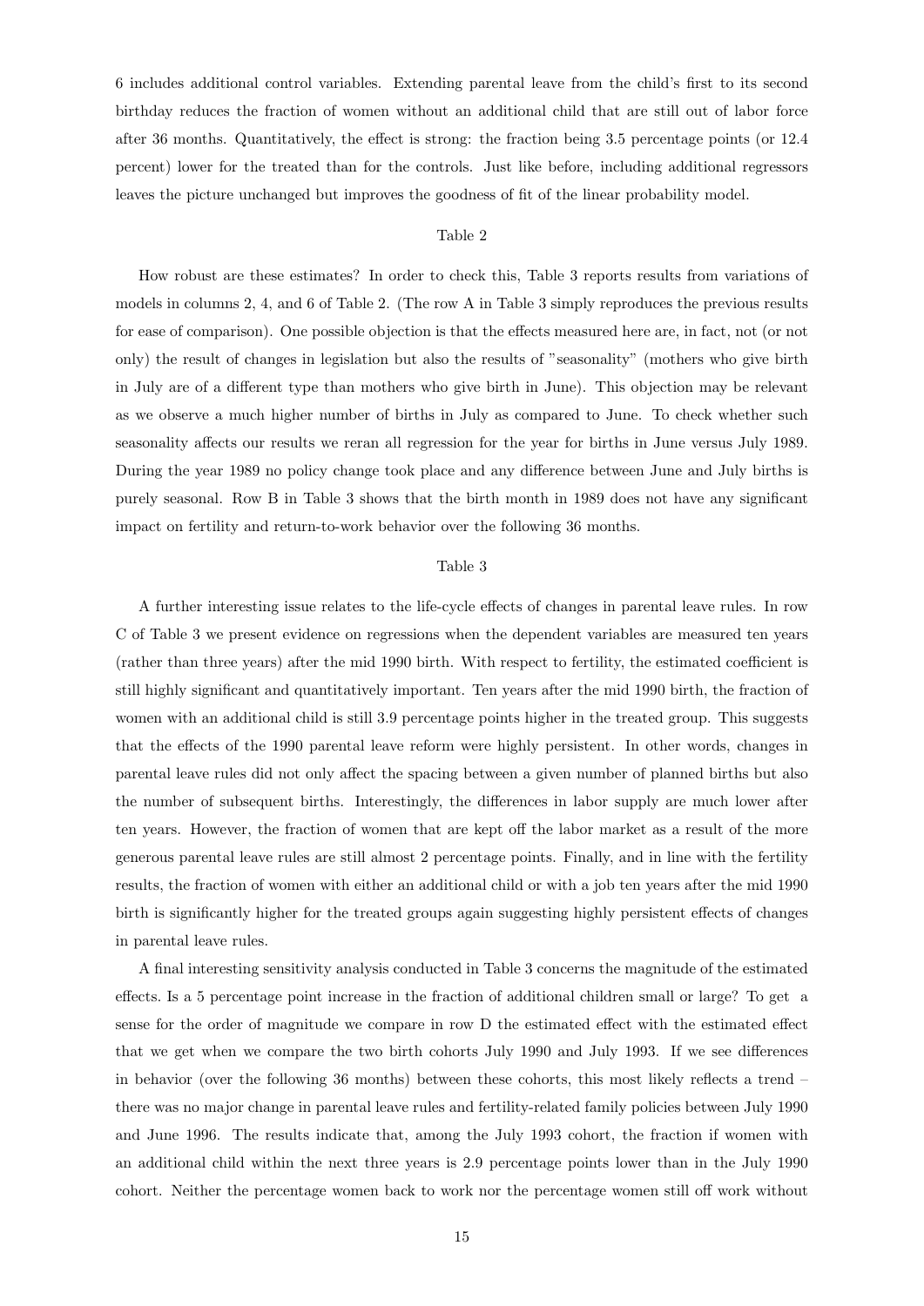6 includes additional control variables. Extending parental leave from the child's first to its second birthday reduces the fraction of women without an additional child that are still out of labor force after 36 months. Quantitatively, the effect is strong: the fraction being 3.5 percentage points (or 12.4 percent) lower for the treated than for the controls. Just like before, including additional regressors leaves the picture unchanged but improves the goodness of fit of the linear probability model.

Table 2

How robust are these estimates? In order to check this, Table 3 reports results from variations of models in columns 2, 4, and 6 of Table 2. (The row A in Table 3 simply reproduces the previous results for ease of comparison). One possible objection is that the effects measured here are, in fact, not (or not only) the result of changes in legislation but also the results of "seasonality" (mothers who give birth in July are of a different type than mothers who give birth in June). This objection may be relevant as we observe a much higher number of births in July as compared to June. To check whether such seasonality affects our results we reran all regression for the year for births in June versus July 1989. During the year 1989 no policy change took place and any difference between June and July births is purely seasonal. Row B in Table 3 shows that the birth month in 1989 does not have any significant impact on fertility and return-to-work behavior over the following 36 months.

Table 3

A further interesting issue relates to the life-cycle effects of changes in parental leave rules. In row C of Table 3 we present evidence on regressions when the dependent variables are measured ten years (rather than three years) after the mid 1990 birth. With respect to fertility, the estimated coefficient is still highly significant and quantitatively important. Ten years after the mid 1990 birth, the fraction of women with an additional child is still 3.9 percentage points higher in the treated group. This suggests that the effects of the 1990 parental leave reform were highly persistent. In other words, changes in parental leave rules did not only affect the spacing between a given number of planned births but also the number of subsequent births. Interestingly, the differences in labor supply are much lower after ten years. However, the fraction of women that are kept off the labor market as a result of the more generous parental leave rules are still almost 2 percentage points. Finally, and in line with the fertility results, the fraction of women with either an additional child or with a job ten years after the mid 1990 birth is significantly higher for the treated groups again suggesting highly persistent effects of changes in parental leave rules.

A final interesting sensitivity analysis conducted in Table 3 concerns the magnitude of the estimated effects. Is a 5 percentage point increase in the fraction of additional children small or large? To get a sense for the order of magnitude we compare in row D the estimated effect with the estimated effect that we get when we compare the two birth cohorts July 1990 and July 1993. If we see differences in behavior (over the following 36 months) between these cohorts, this most likely reflects a trend – there was no major change in parental leave rules and fertility-related family policies between July 1990 and June 1996. The results indicate that, among the July 1993 cohort, the fraction if women with an additional child within the next three years is 2.9 percentage points lower than in the July 1990 cohort. Neither the percentage women back to work nor the percentage women still off work without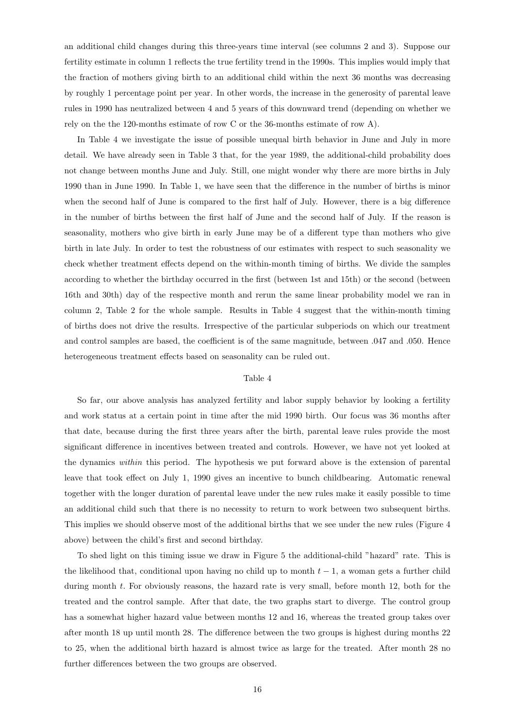an additional child changes during this three-years time interval (see columns 2 and 3). Suppose our fertility estimate in column 1 reflects the true fertility trend in the 1990s. This implies would imply that the fraction of mothers giving birth to an additional child within the next 36 months was decreasing by roughly 1 percentage point per year. In other words, the increase in the generosity of parental leave rules in 1990 has neutralized between 4 and 5 years of this downward trend (depending on whether we rely on the the 120-months estimate of row C or the 36-months estimate of row A).

In Table 4 we investigate the issue of possible unequal birth behavior in June and July in more detail. We have already seen in Table 3 that, for the year 1989, the additional-child probability does not change between months June and July. Still, one might wonder why there are more births in July 1990 than in June 1990. In Table 1, we have seen that the difference in the number of births is minor when the second half of June is compared to the first half of July. However, there is a big difference in the number of births between the first half of June and the second half of July. If the reason is seasonality, mothers who give birth in early June may be of a different type than mothers who give birth in late July. In order to test the robustness of our estimates with respect to such seasonality we check whether treatment effects depend on the within-month timing of births. We divide the samples according to whether the birthday occurred in the first (between 1st and 15th) or the second (between 16th and 30th) day of the respective month and rerun the same linear probability model we ran in column 2, Table 2 for the whole sample. Results in Table 4 suggest that the within-month timing of births does not drive the results. Irrespective of the particular subperiods on which our treatment and control samples are based, the coefficient is of the same magnitude, between .047 and .050. Hence heterogeneous treatment effects based on seasonality can be ruled out.

Table 4

So far, our above analysis has analyzed fertility and labor supply behavior by looking a fertility and work status at a certain point in time after the mid 1990 birth. Our focus was 36 months after that date, because during the first three years after the birth, parental leave rules provide the most significant difference in incentives between treated and controls. However, we have not yet looked at the dynamics *within* this period. The hypothesis we put forward above is the extension of parental leave that took effect on July 1, 1990 gives an incentive to bunch childbearing. Automatic renewal together with the longer duration of parental leave under the new rules make it easily possible to time an additional child such that there is no necessity to return to work between two subsequent births. This implies we should observe most of the additional births that we see under the new rules (Figure 4 above) between the child's first and second birthday.

To shed light on this timing issue we draw in Figure 5 the additional-child "hazard" rate. This is the likelihood that, conditional upon having no child up to month $t-1$, a woman gets a further child during month $t$. For obviously reasons, the hazard rate is very small, before month 12, both for the treated and the control sample. After that date, the two graphs start to diverge. The control group has a somewhat higher hazard value between months 12 and 16, whereas the treated group takes over after month 18 up until month 28. The difference between the two groups is highest during months 22 to 25, when the additional birth hazard is almost twice as large for the treated. After month 28 no further differences between the two groups are observed.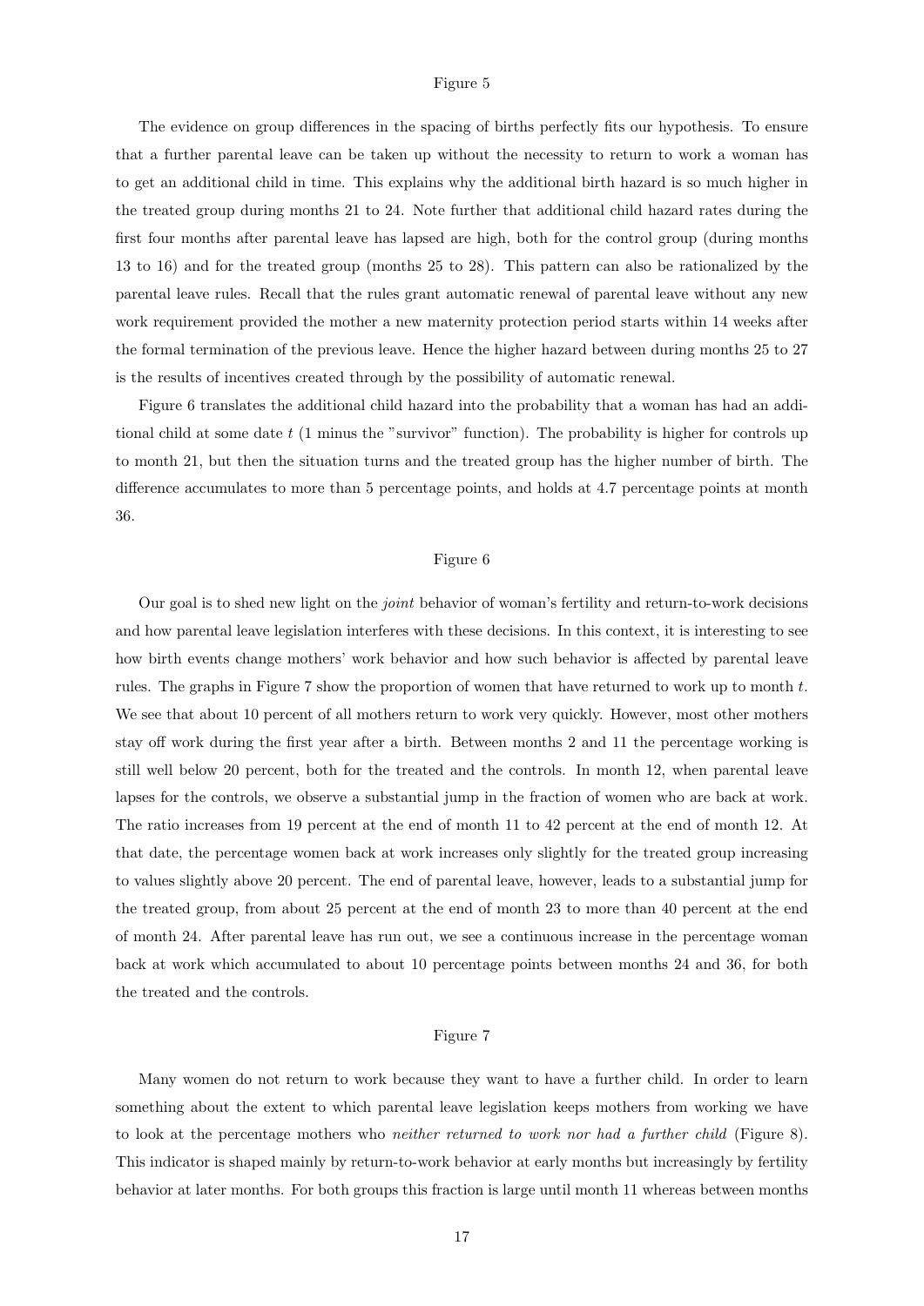Figure 5

The evidence on group differences in the spacing of births perfectly fits our hypothesis. To ensure that a further parental leave can be taken up without the necessity to return to work a woman has to get an additional child in time. This explains why the additional birth hazard is so much higher in the treated group during months 21 to 24. Note further that additional child hazard rates during the first four months after parental leave has lapsed are high, both for the control group (during months 13 to 16) and for the treated group (months 25 to 28). This pattern can also be rationalized by the parental leave rules. Recall that the rules grant automatic renewal of parental leave without any new work requirement provided the mother a new maternity protection period starts within 14 weeks after the formal termination of the previous leave. Hence the higher hazard between during months 25 to 27 is the results of incentives created through by the possibility of automatic renewal.

Figure 6 translates the additional child hazard into the probability that a woman has had an additional child at some date $t$ (1 minus the "survivor" function). The probability is higher for controls up to month 21, but then the situation turns and the treated group has the higher number of birth. The difference accumulates to more than 5 percentage points, and holds at 4.7 percentage points at month 36.

Figure 6

Our goal is to shed new light on the *joint* behavior of woman's fertility and return-to-work decisions and how parental leave legislation interferes with these decisions. In this context, it is interesting to see how birth events change mothers' work behavior and how such behavior is affected by parental leave rules. The graphs in Figure 7 show the proportion of women that have returned to work up to month $t$. We see that about 10 percent of all mothers return to work very quickly. However, most other mothers stay off work during the first year after a birth. Between months 2 and 11 the percentage working is still well below 20 percent, both for the treated and the controls. In month 12, when parental leave lapses for the controls, we observe a substantial jump in the fraction of women who are back at work. The ratio increases from 19 percent at the end of month 11 to 42 percent at the end of month 12. At that date, the percentage women back at work increases only slightly for the treated group increasing to values slightly above 20 percent. The end of parental leave, however, leads to a substantial jump for the treated group, from about 25 percent at the end of month 23 to more than 40 percent at the end of month 24. After parental leave has run out, we see a continuous increase in the percentage woman back at work which accumulated to about 10 percentage points between months 24 and 36, for both the treated and the controls.

Figure 7

Many women do not return to work because they want to have a further child. In order to learn something about the extent to which parental leave legislation keeps mothers from working we have to look at the percentage mothers who *neither returned to work nor had a further child* (Figure 8). This indicator is shaped mainly by return-to-work behavior at early months but increasingly by fertility behavior at later months. For both groups this fraction is large until month 11 whereas between months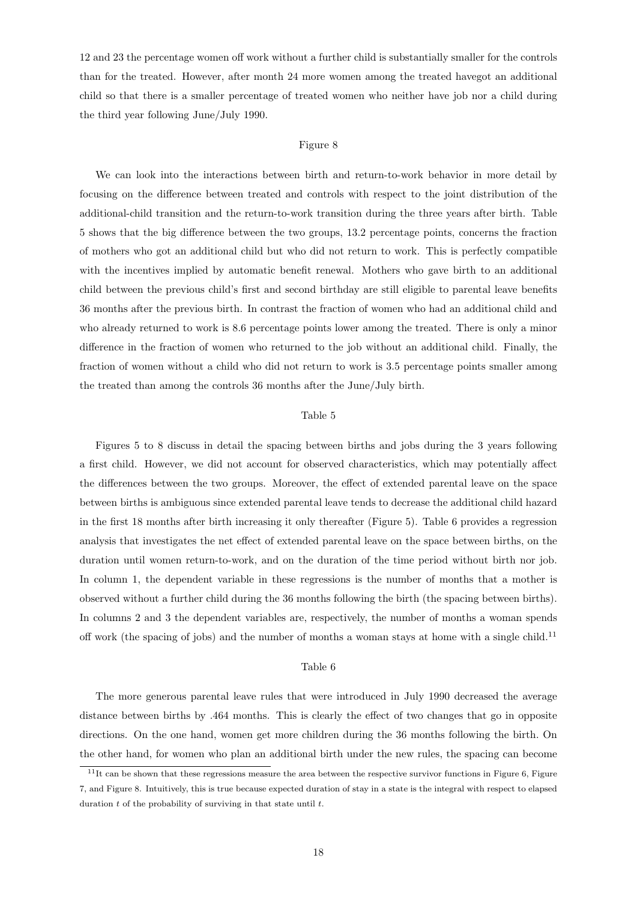12 and 23 the percentage women off work without a further child is substantially smaller for the controls than for the treated. However, after month 24 more women among the treated havegot an additional child so that there is a smaller percentage of treated women who neither have job nor a child during the third year following June/July 1990.

Figure 8

We can look into the interactions between birth and return-to-work behavior in more detail by focusing on the difference between treated and controls with respect to the joint distribution of the additional-child transition and the return-to-work transition during the three years after birth. Table 5 shows that the big difference between the two groups, 13.2 percentage points, concerns the fraction of mothers who got an additional child but who did not return to work. This is perfectly compatible with the incentives implied by automatic benefit renewal. Mothers who gave birth to an additional child between the previous child's first and second birthday are still eligible to parental leave benefits 36 months after the previous birth. In contrast the fraction of women who had an additional child and who already returned to work is 8.6 percentage points lower among the treated. There is only a minor difference in the fraction of women who returned to the job without an additional child. Finally, the fraction of women without a child who did not return to work is 3.5 percentage points smaller among the treated than among the controls 36 months after the June/July birth.

Table 5

Figures 5 to 8 discuss in detail the spacing between births and jobs during the 3 years following a first child. However, we did not account for observed characteristics, which may potentially affect the differences between the two groups. Moreover, the effect of extended parental leave on the space between births is ambiguous since extended parental leave tends to decrease the additional child hazard in the first 18 months after birth increasing it only thereafter (Figure 5). Table 6 provides a regression analysis that investigates the net effect of extended parental leave on the space between births, on the duration until women return-to-work, and on the duration of the time period without birth nor job. In column 1, the dependent variable in these regressions is the number of months that a mother is observed without a further child during the 36 months following the birth (the spacing between births). In columns 2 and 3 the dependent variables are, respectively, the number of months a woman spends off work (the spacing of jobs) and the number of months a woman stays at home with a single child.[11]

Table 6

The more generous parental leave rules that were introduced in July 1990 decreased the average distance between births by .464 months. This is clearly the effect of two changes that go in opposite directions. On the one hand, women get more children during the 36 months following the birth. On the other hand, for women who plan an additional birth under the new rules, the spacing can become

[11] It can be shown that these regressions measure the area between the respective survivor functions in Figure 6, Figure 7, and Figure 8. Intuitively, this is true because expected duration of stay in a state is the integral with respect to elapsed duration $t$ of the probability of surviving in that state until $t$.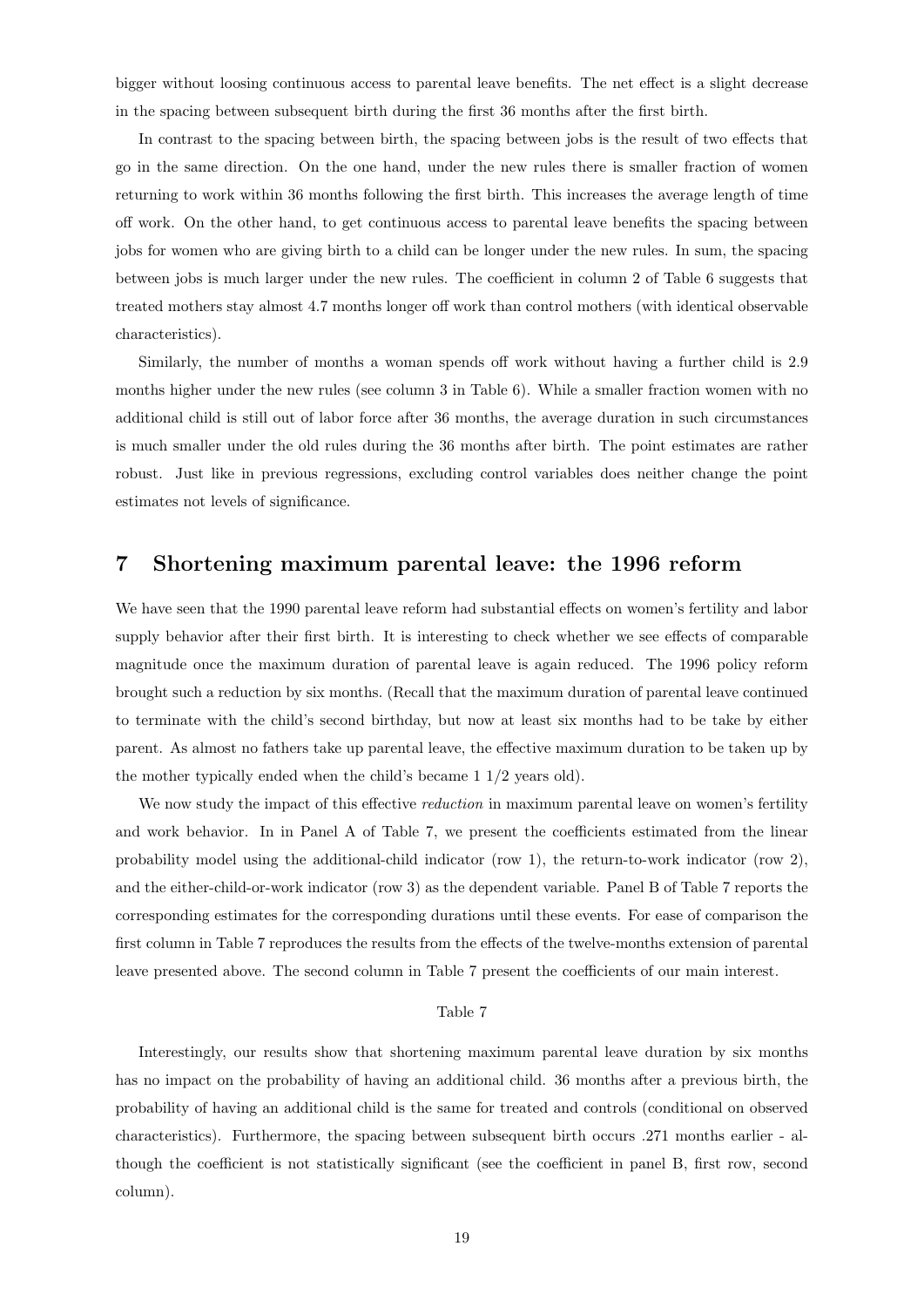bigger without loosing continuous access to parental leave benefits. The net effect is a slight decrease in the spacing between subsequent birth during the first 36 months after the first birth.

In contrast to the spacing between birth, the spacing between jobs is the result of two effects that go in the same direction. On the one hand, under the new rules there is smaller fraction of women returning to work within 36 months following the first birth. This increases the average length of time off work. On the other hand, to get continuous access to parental leave benefits the spacing between jobs for women who are giving birth to a child can be longer under the new rules. In sum, the spacing between jobs is much larger under the new rules. The coefficient in column 2 of Table 6 suggests that treated mothers stay almost 4.7 months longer off work than control mothers (with identical observable characteristics).

Similarly, the number of months a woman spends off work without having a further child is 2.9 months higher under the new rules (see column 3 in Table 6). While a smaller fraction women with no additional child is still out of labor force after 36 months, the average duration in such circumstances is much smaller under the old rules during the 36 months after birth. The point estimates are rather robust. Just like in previous regressions, excluding control variables does neither change the point estimates not levels of significance.

## 7 Shortening maximum parental leave: the 1996 reform

We have seen that the 1990 parental leave reform had substantial effects on women's fertility and labor supply behavior after their first birth. It is interesting to check whether we see effects of comparable magnitude once the maximum duration of parental leave is again reduced. The 1996 policy reform brought such a reduction by six months. (Recall that the maximum duration of parental leave continued to terminate with the child's second birthday, but now at least six months had to be take by either parent. As almost no fathers take up parental leave, the effective maximum duration to be taken up by the mother typically ended when the child's became 1 1/2 years old).

We now study the impact of this effective *reduction* in maximum parental leave on women's fertility and work behavior. In in Panel A of Table 7, we present the coefficients estimated from the linear probability model using the additional-child indicator (row 1), the return-to-work indicator (row 2), and the either-child-or-work indicator (row 3) as the dependent variable. Panel B of Table 7 reports the corresponding estimates for the corresponding durations until these events. For ease of comparison the first column in Table 7 reproduces the results from the effects of the twelve-months extension of parental leave presented above. The second column in Table 7 present the coefficients of our main interest.

Table 7

Interestingly, our results show that shortening maximum parental leave duration by six months has no impact on the probability of having an additional child. 36 months after a previous birth, the probability of having an additional child is the same for treated and controls (conditional on observed characteristics). Furthermore, the spacing between subsequent birth occurs .271 months earlier - although the coefficient is not statistically significant (see the coefficient in panel B, first row, second column).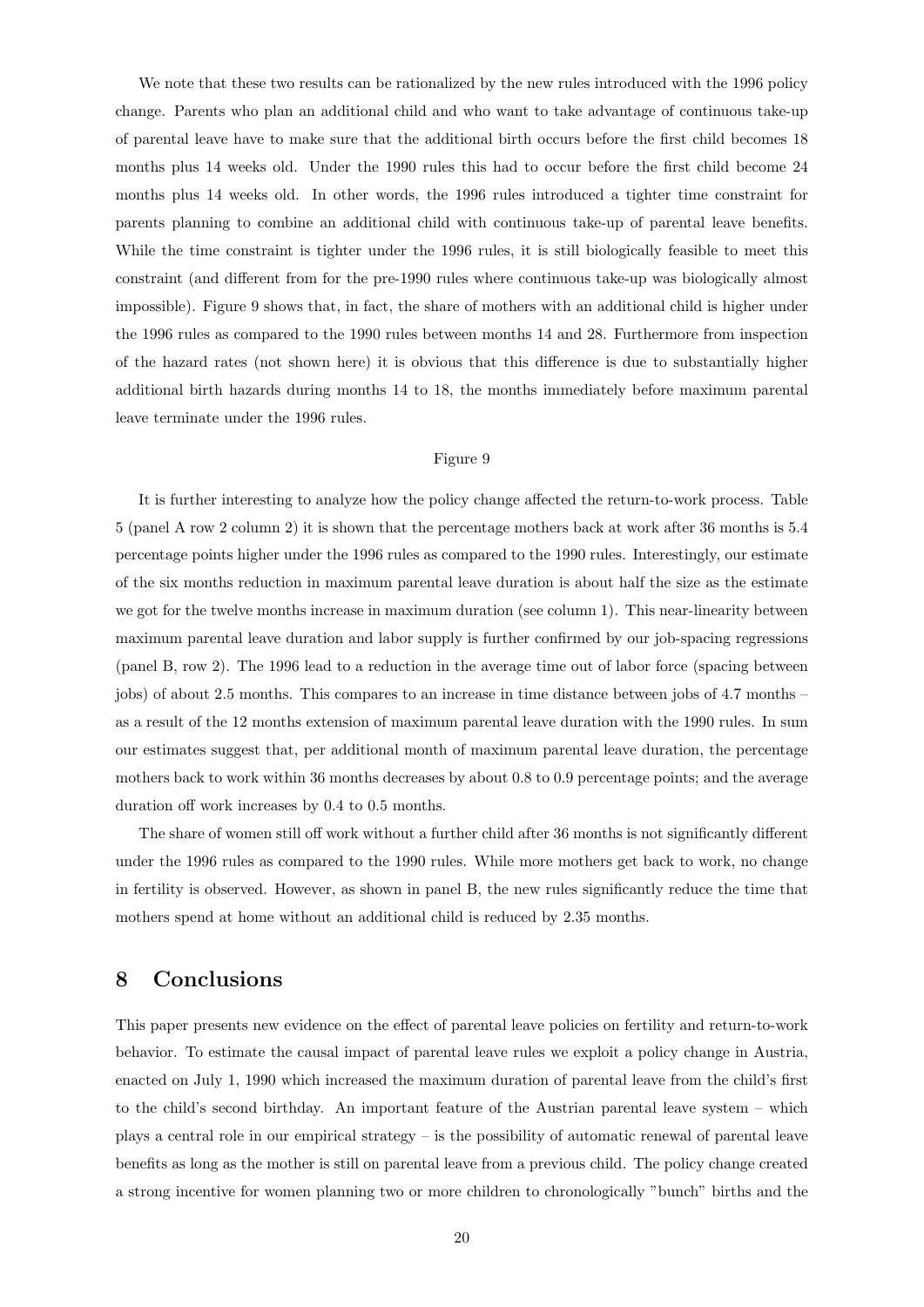We note that these two results can be rationalized by the new rules introduced with the 1996 policy change. Parents who plan an additional child and who want to take advantage of continuous take-up of parental leave have to make sure that the additional birth occurs before the first child becomes 18 months plus 14 weeks old. Under the 1990 rules this had to occur before the first child become 24 months plus 14 weeks old. In other words, the 1996 rules introduced a tighter time constraint for parents planning to combine an additional child with continuous take-up of parental leave benefits. While the time constraint is tighter under the 1996 rules, it is still biologically feasible to meet this constraint (and different from for the pre-1990 rules where continuous take-up was biologically almost impossible). Figure 9 shows that, in fact, the share of mothers with an additional child is higher under the 1996 rules as compared to the 1990 rules between months 14 and 28. Furthermore from inspection of the hazard rates (not shown here) it is obvious that this difference is due to substantially higher additional birth hazards during months 14 to 18, the months immediately before maximum parental leave terminate under the 1996 rules.

Figure 9

It is further interesting to analyze how the policy change affected the return-to-work process. Table 5 (panel A row 2 column 2) it is shown that the percentage mothers back at work after 36 months is 5.4 percentage points higher under the 1996 rules as compared to the 1990 rules. Interestingly, our estimate of the six months reduction in maximum parental leave duration is about half the size as the estimate we got for the twelve months increase in maximum duration (see column 1). This near-linearity between maximum parental leave duration and labor supply is further confirmed by our job-spacing regressions (panel B, row 2). The 1996 lead to a reduction in the average time out of labor force (spacing between jobs) of about 2.5 months. This compares to an increase in time distance between jobs of 4.7 months – as a result of the 12 months extension of maximum parental leave duration with the 1990 rules. In sum our estimates suggest that, per additional month of maximum parental leave duration, the percentage mothers back to work within 36 months decreases by about 0.8 to 0.9 percentage points; and the average duration off work increases by 0.4 to 0.5 months.

The share of women still off work without a further child after 36 months is not significantly different under the 1996 rules as compared to the 1990 rules. While more mothers get back to work, no change in fertility is observed. However, as shown in panel B, the new rules significantly reduce the time that mothers spend at home without an additional child is reduced by 2.35 months.

# 8 Conclusions

This paper presents new evidence on the effect of parental leave policies on fertility and return-to-work behavior. To estimate the causal impact of parental leave rules we exploit a policy change in Austria, enacted on July 1, 1990 which increased the maximum duration of parental leave from the child's first to the child's second birthday. An important feature of the Austrian parental leave system – which plays a central role in our empirical strategy – is the possibility of automatic renewal of parental leave benefits as long as the mother is still on parental leave from a previous child. The policy change created a strong incentive for women planning two or more children to chronologically "bunch" births and the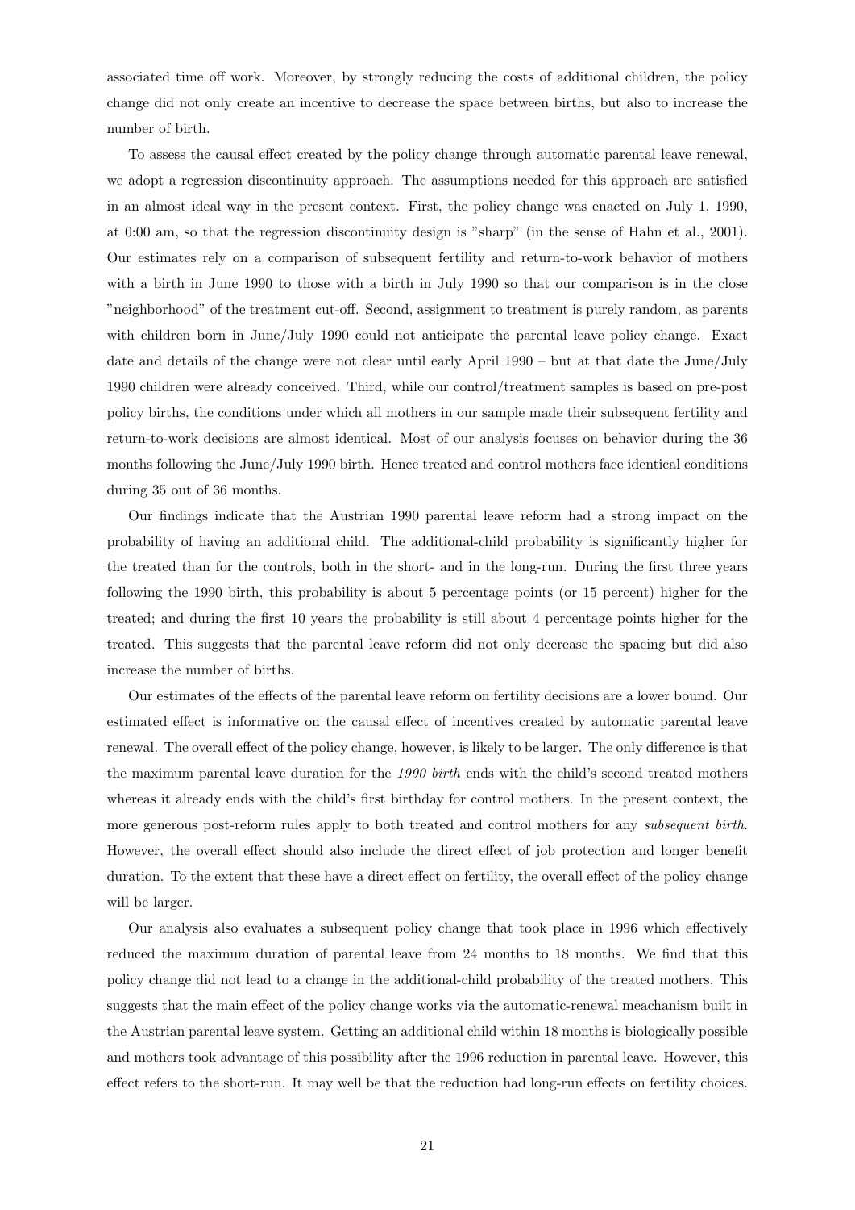associated time off work. Moreover, by strongly reducing the costs of additional children, the policy change did not only create an incentive to decrease the space between births, but also to increase the number of birth.

To assess the causal effect created by the policy change through automatic parental leave renewal, we adopt a regression discontinuity approach. The assumptions needed for this approach are satisfied in an almost ideal way in the present context. First, the policy change was enacted on July 1, 1990, at 0:00 am, so that the regression discontinuity design is "sharp" (in the sense of Hahn et al., 2001). Our estimates rely on a comparison of subsequent fertility and return-to-work behavior of mothers with a birth in June 1990 to those with a birth in July 1990 so that our comparison is in the close "neighborhood" of the treatment cut-off. Second, assignment to treatment is purely random, as parents with children born in June/July 1990 could not anticipate the parental leave policy change. Exact date and details of the change were not clear until early April 1990 – but at that date the June/July 1990 children were already conceived. Third, while our control/treatment samples is based on pre-post policy births, the conditions under which all mothers in our sample made their subsequent fertility and return-to-work decisions are almost identical. Most of our analysis focuses on behavior during the 36 months following the June/July 1990 birth. Hence treated and control mothers face identical conditions during 35 out of 36 months.

Our findings indicate that the Austrian 1990 parental leave reform had a strong impact on the probability of having an additional child. The additional-child probability is significantly higher for the treated than for the controls, both in the short- and in the long-run. During the first three years following the 1990 birth, this probability is about 5 percentage points (or 15 percent) higher for the treated; and during the first 10 years the probability is still about 4 percentage points higher for the treated. This suggests that the parental leave reform did not only decrease the spacing but did also increase the number of births.

Our estimates of the effects of the parental leave reform on fertility decisions are a lower bound. Our estimated effect is informative on the causal effect of incentives created by automatic parental leave renewal. The overall effect of the policy change, however, is likely to be larger. The only difference is that the maximum parental leave duration for the *1990 birth* ends with the child's second treated mothers whereas it already ends with the child's first birthday for control mothers. In the present context, the more generous post-reform rules apply to both treated and control mothers for any *subsequent birth*. However, the overall effect should also include the direct effect of job protection and longer benefit duration. To the extent that these have a direct effect on fertility, the overall effect of the policy change will be larger.

Our analysis also evaluates a subsequent policy change that took place in 1996 which effectively reduced the maximum duration of parental leave from 24 months to 18 months. We find that this policy change did not lead to a change in the additional-child probability of the treated mothers. This suggests that the main effect of the policy change works via the automatic-renewal meachanism built in the Austrian parental leave system. Getting an additional child within 18 months is biologically possible and mothers took advantage of this possibility after the 1996 reduction in parental leave. However, this effect refers to the short-run. It may well be that the reduction had long-run effects on fertility choices.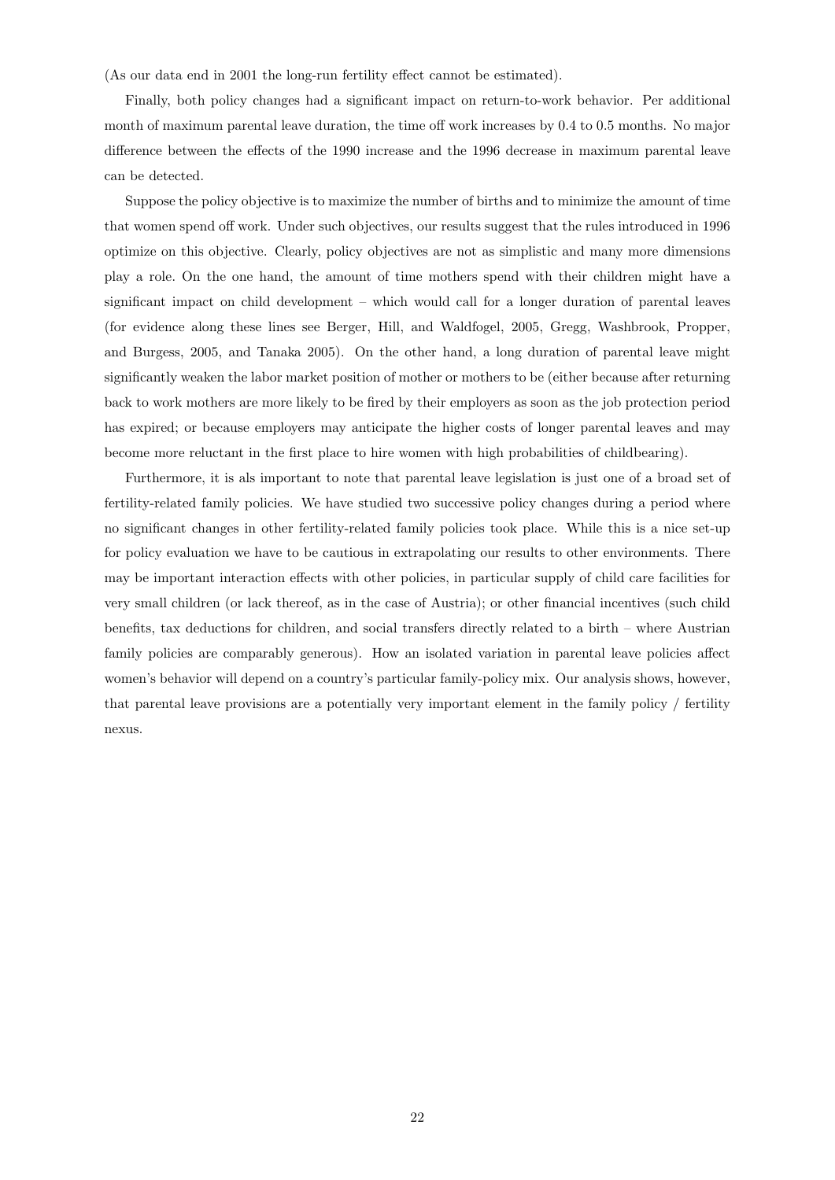(As our data end in 2001 the long-run fertility effect cannot be estimated).

Finally, both policy changes had a significant impact on return-to-work behavior. Per additional month of maximum parental leave duration, the time off work increases by 0.4 to 0.5 months. No major difference between the effects of the 1990 increase and the 1996 decrease in maximum parental leave can be detected.

Suppose the policy objective is to maximize the number of births and to minimize the amount of time that women spend off work. Under such objectives, our results suggest that the rules introduced in 1996 optimize on this objective. Clearly, policy objectives are not as simplistic and many more dimensions play a role. On the one hand, the amount of time mothers spend with their children might have a significant impact on child development – which would call for a longer duration of parental leaves (for evidence along these lines see Berger, Hill, and Waldfogel, 2005, Gregg, Washbrook, Propper, and Burgess, 2005, and Tanaka 2005). On the other hand, a long duration of parental leave might significantly weaken the labor market position of mother or mothers to be (either because after returning back to work mothers are more likely to be fired by their employers as soon as the job protection period has expired; or because employers may anticipate the higher costs of longer parental leaves and may become more reluctant in the first place to hire women with high probabilities of childbearing).

Furthermore, it is als important to note that parental leave legislation is just one of a broad set of fertility-related family policies. We have studied two successive policy changes during a period where no significant changes in other fertility-related family policies took place. While this is a nice set-up for policy evaluation we have to be cautious in extrapolating our results to other environments. There may be important interaction effects with other policies, in particular supply of child care facilities for very small children (or lack thereof, as in the case of Austria); or other financial incentives (such child benefits, tax deductions for children, and social transfers directly related to a birth – where Austrian family policies are comparably generous). How an isolated variation in parental leave policies affect women's behavior will depend on a country's particular family-policy mix. Our analysis shows, however, that parental leave provisions are a potentially very important element in the family policy / fertility nexus.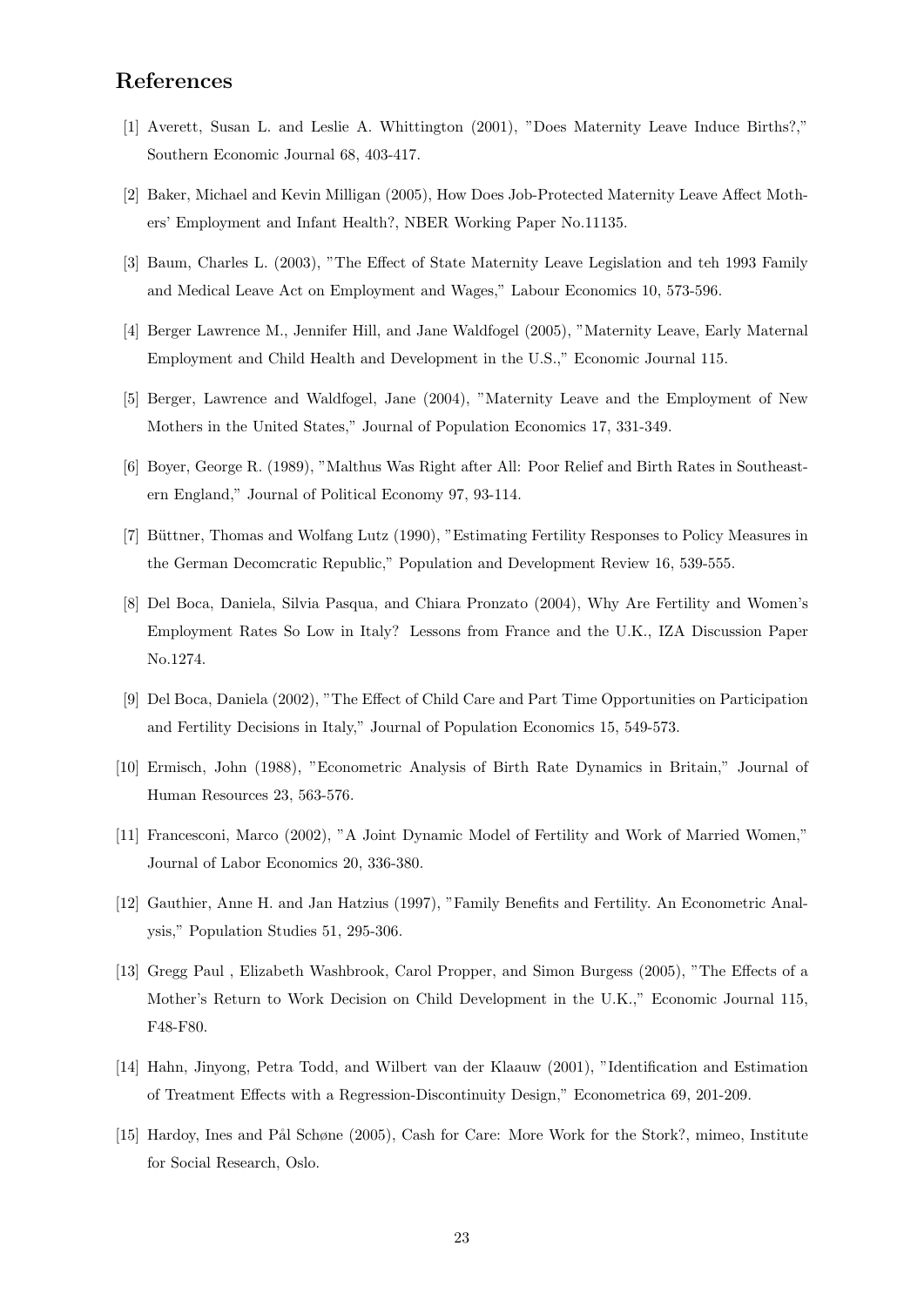## References

[1] Averett, Susan L. and Leslie A. Whittington (2001), "Does Maternity Leave Induce Births?," Southern Economic Journal 68, 403-417.

[2] Baker, Michael and Kevin Milligan (2005), How Does Job-Protected Maternity Leave Affect Mothers' Employment and Infant Health?, NBER Working Paper No.11135.

[3] Baum, Charles L. (2003), "The Effect of State Maternity Leave Legislation and teh 1993 Family and Medical Leave Act on Employment and Wages," Labour Economics 10, 573-596.

[4] Berger Lawrence M., Jennifer Hill, and Jane Waldfogel (2005), "Maternity Leave, Early Maternal Employment and Child Health and Development in the U.S.," Economic Journal 115.

[5] Berger, Lawrence and Waldfogel, Jane (2004), "Maternity Leave and the Employment of New Mothers in the United States," Journal of Population Economics 17, 331-349.

[6] Boyer, George R. (1989), "Malthus Was Right after All: Poor Relief and Birth Rates in Southeastern England," Journal of Political Economy 97, 93-114.

[7] Büttner, Thomas and Wolfang Lutz (1990), "Estimating Fertility Responses to Policy Measures in the German Decomcratic Republic," Population and Development Review 16, 539-555.

[8] Del Boca, Daniela, Silvia Pasqua, and Chiara Pronzato (2004), Why Are Fertility and Women's Employment Rates So Low in Italy? Lessons from France and the U.K., IZA Discussion Paper No.1274.

[9] Del Boca, Daniela (2002), "The Effect of Child Care and Part Time Opportunities on Participation and Fertility Decisions in Italy," Journal of Population Economics 15, 549-573.

[10] Ermisch, John (1988), "Econometric Analysis of Birth Rate Dynamics in Britain," Journal of Human Resources 23, 563-576.

[11] Francesconi, Marco (2002), "A Joint Dynamic Model of Fertility and Work of Married Women," Journal of Labor Economics 20, 336-380.

[12] Gauthier, Anne H. and Jan Hatzius (1997), "Family Benefits and Fertility. An Econometric Analysis," Population Studies 51, 295-306.

[13] Gregg Paul , Elizabeth Washbrook, Carol Propper, and Simon Burgess (2005), "The Effects of a Mother's Return to Work Decision on Child Development in the U.K.," Economic Journal 115, F48-F80.

[14] Hahn, Jinyong, Petra Todd, and Wilbert van der Klaauw (2001), "Identification and Estimation of Treatment Effects with a Regression-Discontinuity Design," Econometrica 69, 201-209.

[15] Hardoy, Ines and Pål Schøne (2005), Cash for Care: More Work for the Stork?, mimeo, Institute for Social Research, Oslo.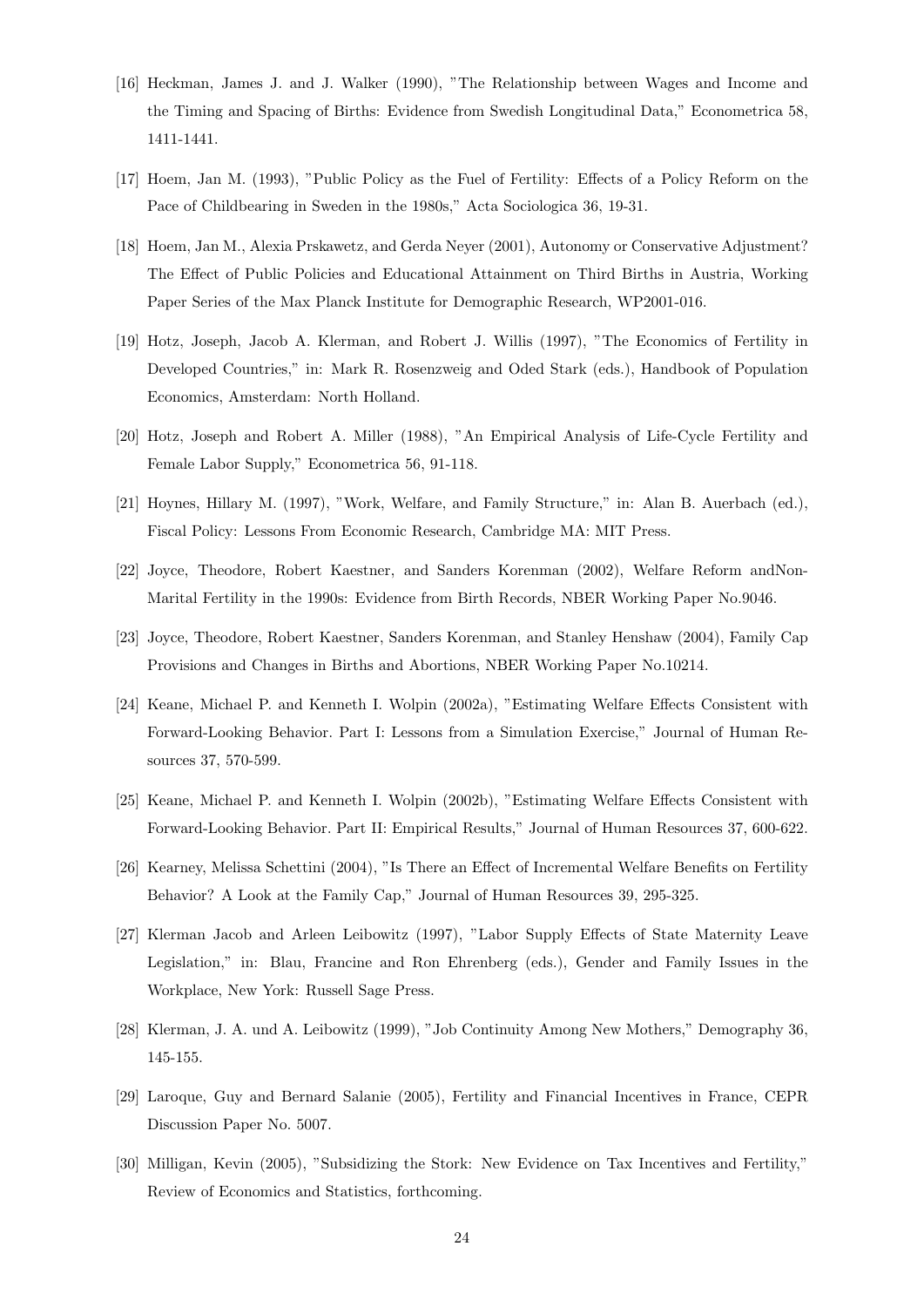[16] Heckman, James J. and J. Walker (1990), "The Relationship between Wages and Income and the Timing and Spacing of Births: Evidence from Swedish Longitudinal Data," Econometrica 58, 1411-1441.

[17] Hoem, Jan M. (1993), "Public Policy as the Fuel of Fertility: Effects of a Policy Reform on the Pace of Childbearing in Sweden in the 1980s," Acta Sociologica 36, 19-31.

[18] Hoem, Jan M., Alexia Prskawetz, and Gerda Neyer (2001), Autonomy or Conservative Adjustment? The Effect of Public Policies and Educational Attainment on Third Births in Austria, Working Paper Series of the Max Planck Institute for Demographic Research, WP2001-016.

[19] Hotz, Joseph, Jacob A. Klerman, and Robert J. Willis (1997), "The Economics of Fertility in Developed Countries," in: Mark R. Rosenzweig and Oded Stark (eds.), Handbook of Population Economics, Amsterdam: North Holland.

[20] Hotz, Joseph and Robert A. Miller (1988), "An Empirical Analysis of Life-Cycle Fertility and Female Labor Supply," Econometrica 56, 91-118.

[21] Hoynes, Hillary M. (1997), "Work, Welfare, and Family Structure," in: Alan B. Auerbach (ed.), Fiscal Policy: Lessons From Economic Research, Cambridge MA: MIT Press.

[22] Joyce, Theodore, Robert Kaestner, and Sanders Korenman (2002), Welfare Reform andNon-Marital Fertility in the 1990s: Evidence from Birth Records, NBER Working Paper No.9046.

[23] Joyce, Theodore, Robert Kaestner, Sanders Korenman, and Stanley Henshaw (2004), Family Cap Provisions and Changes in Births and Abortions, NBER Working Paper No.10214.

[24] Keane, Michael P. and Kenneth I. Wolpin (2002a), "Estimating Welfare Effects Consistent with Forward-Looking Behavior. Part I: Lessons from a Simulation Exercise," Journal of Human Resources 37, 570-599.

[25] Keane, Michael P. and Kenneth I. Wolpin (2002b), "Estimating Welfare Effects Consistent with Forward-Looking Behavior. Part II: Empirical Results," Journal of Human Resources 37, 600-622.

[26] Kearney, Melissa Schettini (2004), "Is There an Effect of Incremental Welfare Benefits on Fertility Behavior? A Look at the Family Cap," Journal of Human Resources 39, 295-325.

[27] Klerman Jacob and Arleen Leibowitz (1997), "Labor Supply Effects of State Maternity Leave Legislation," in: Blau, Francine and Ron Ehrenberg (eds.), Gender and Family Issues in the Workplace, New York: Russell Sage Press.

[28] Klerman, J. A. und A. Leibowitz (1999), "Job Continuity Among New Mothers," Demography 36, 145-155.

[29] Laroque, Guy and Bernard Salanie (2005), Fertility and Financial Incentives in France, CEPR Discussion Paper No. 5007.

[30] Milligan, Kevin (2005), "Subsidizing the Stork: New Evidence on Tax Incentives and Fertility," Review of Economics and Statistics, forthcoming.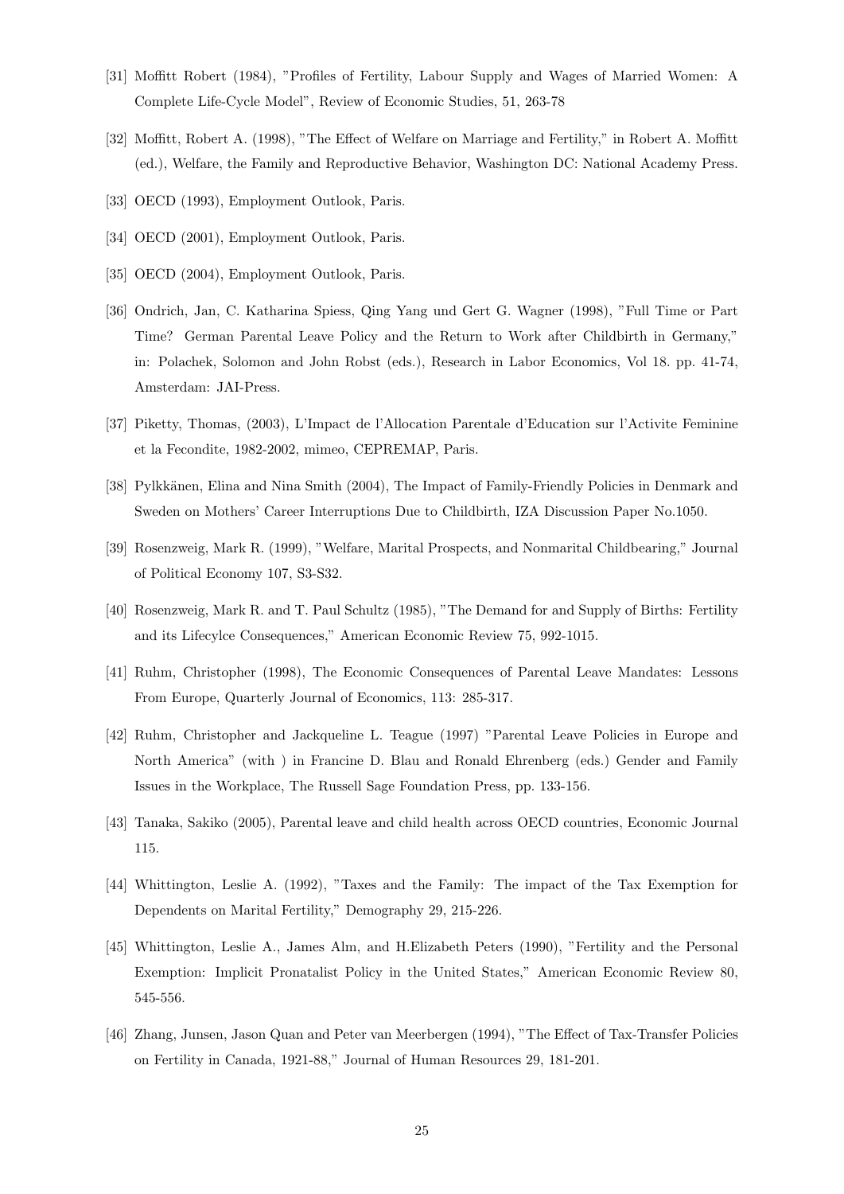[31] Moffitt Robert (1984), "Profiles of Fertility, Labour Supply and Wages of Married Women: A Complete Life-Cycle Model", Review of Economic Studies, 51, 263-78

[32] Moffitt, Robert A. (1998), "The Effect of Welfare on Marriage and Fertility," in Robert A. Moffitt (ed.), Welfare, the Family and Reproductive Behavior, Washington DC: National Academy Press.

[33] OECD (1993), Employment Outlook, Paris.

[34] OECD (2001), Employment Outlook, Paris.

[35] OECD (2004), Employment Outlook, Paris.

[36] Ondrich, Jan, C. Katharina Spiess, Qing Yang und Gert G. Wagner (1998), "Full Time or Part Time? German Parental Leave Policy and the Return to Work after Childbirth in Germany," in: Polachek, Solomon and John Robst (eds.), Research in Labor Economics, Vol 18. pp. 41-74, Amsterdam: JAI-Press.

[37] Piketty, Thomas, (2003), L'Impact de l'Allocation Parentale d'Education sur l'Activite Feminine et la Fecondite, 1982-2002, mimeo, CEPREMAP, Paris.

[38] Pylkkänen, Elina and Nina Smith (2004), The Impact of Family-Friendly Policies in Denmark and Sweden on Mothers' Career Interruptions Due to Childbirth, IZA Discussion Paper No.1050.

[39] Rosenzweig, Mark R. (1999), "Welfare, Marital Prospects, and Nonmarital Childbearing," Journal of Political Economy 107, S3-S32.

[40] Rosenzweig, Mark R. and T. Paul Schultz (1985), "The Demand for and Supply of Births: Fertility and its Lifecylce Consequences," American Economic Review 75, 992-1015.

[41] Ruhm, Christopher (1998), The Economic Consequences of Parental Leave Mandates: Lessons From Europe, Quarterly Journal of Economics, 113: 285-317.

[42] Ruhm, Christopher and Jackqueline L. Teague (1997) "Parental Leave Policies in Europe and North America" (with ) in Francine D. Blau and Ronald Ehrenberg (eds.) Gender and Family Issues in the Workplace, The Russell Sage Foundation Press, pp. 133-156.

[43] Tanaka, Sakiko (2005), Parental leave and child health across OECD countries, Economic Journal 115.

[44] Whittington, Leslie A. (1992), "Taxes and the Family: The impact of the Tax Exemption for Dependents on Marital Fertility," Demography 29, 215-226.

[45] Whittington, Leslie A., James Alm, and H.Elizabeth Peters (1990), "Fertility and the Personal Exemption: Implicit Pronatalist Policy in the United States," American Economic Review 80, 545-556.

[46] Zhang, Junsen, Jason Quan and Peter van Meerbergen (1994), "The Effect of Tax-Transfer Policies on Fertility in Canada, 1921-88," Journal of Human Resources 29, 181-201.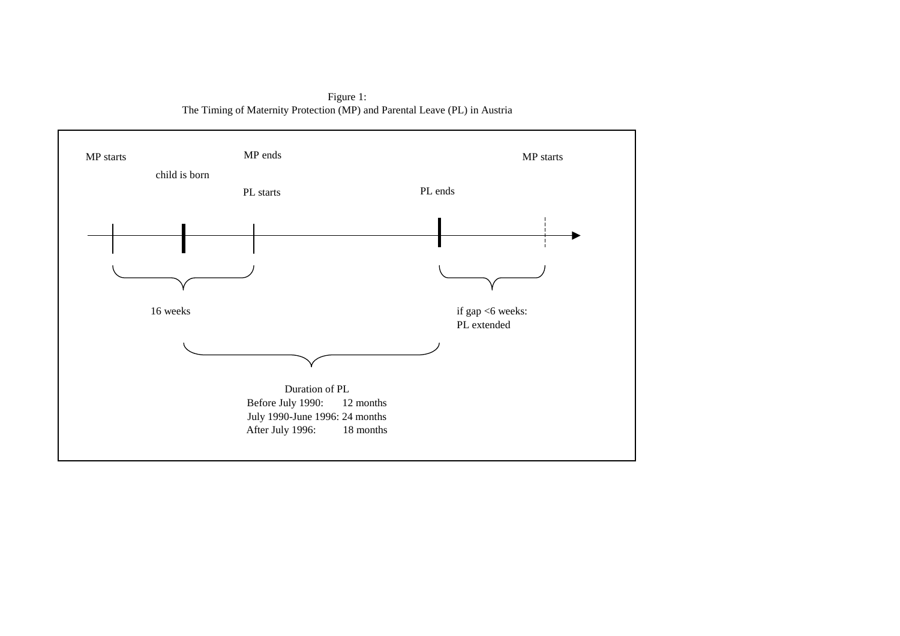Figure 1:
The Timing of Maternity Protection (MP) and Parental Leave (PL) in Austria

MP starts

child is born

MP ends

PL starts

PL ends

MP starts

16 weeks

if gap <6 weeks:
PL extended

Duration of PL
Before July 1990: 12 months
July 1990-June 1996: 24 months
After July 1996: 18 months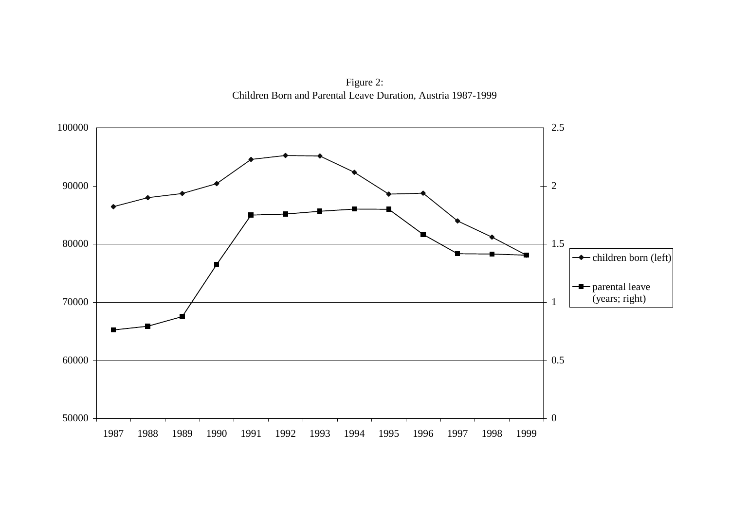Figure 2:
Children Born and Parental Leave Duration, Austria 1987-1999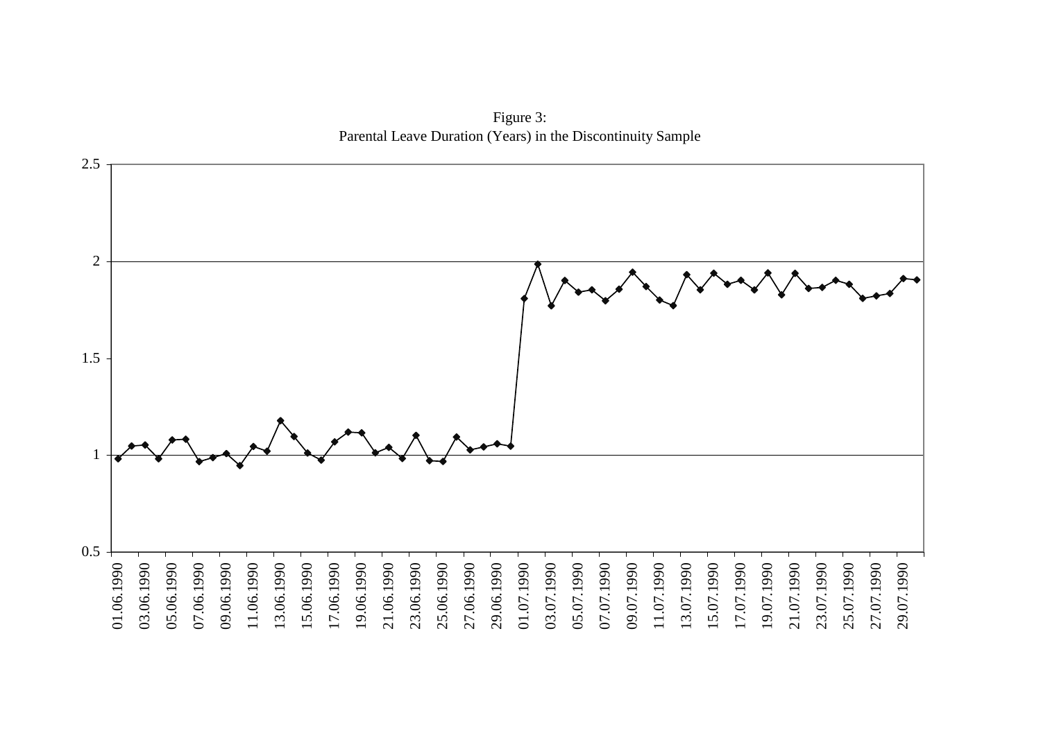Figure 3:
Parental Leave Duration (Years) in the Discontinuity Sample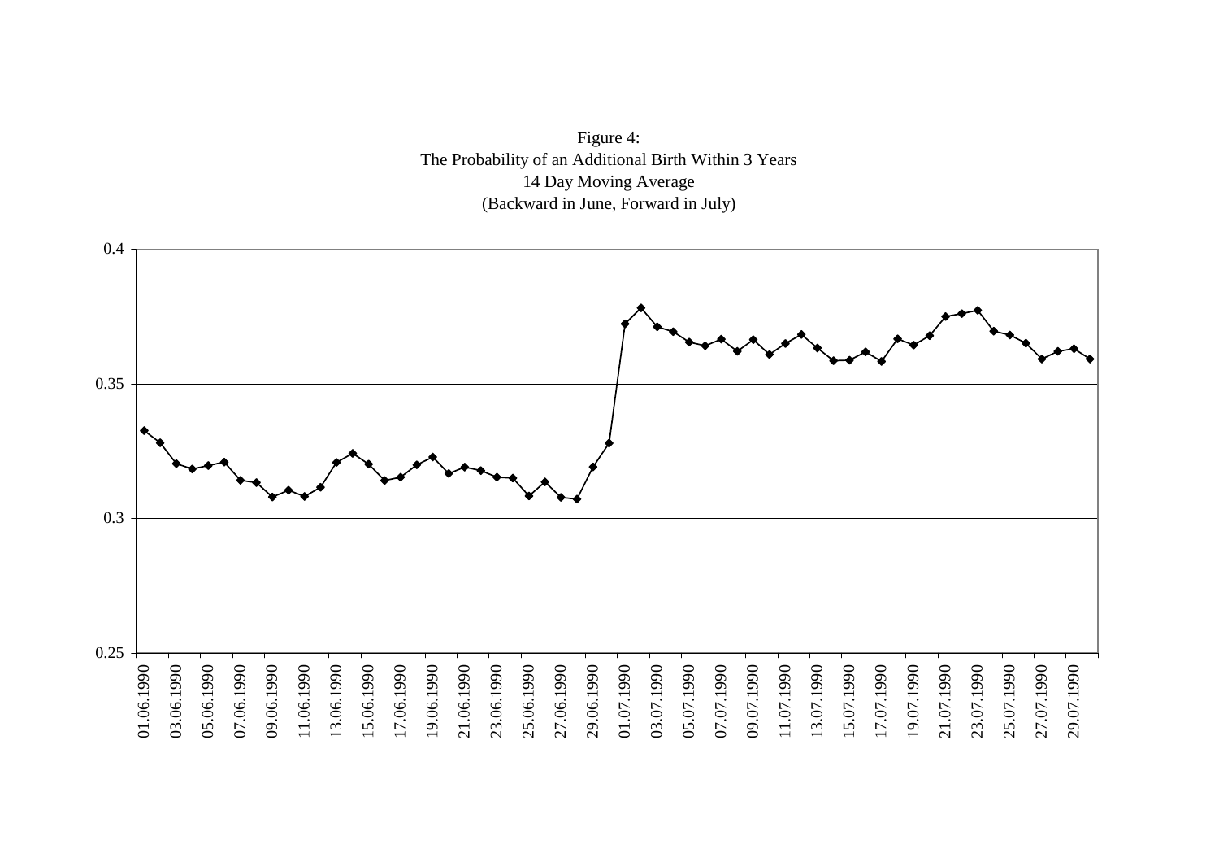Figure 4:
The Probability of an Additional Birth Within 3 Years
14 Day Moving Average
(Backward in June, Forward in July)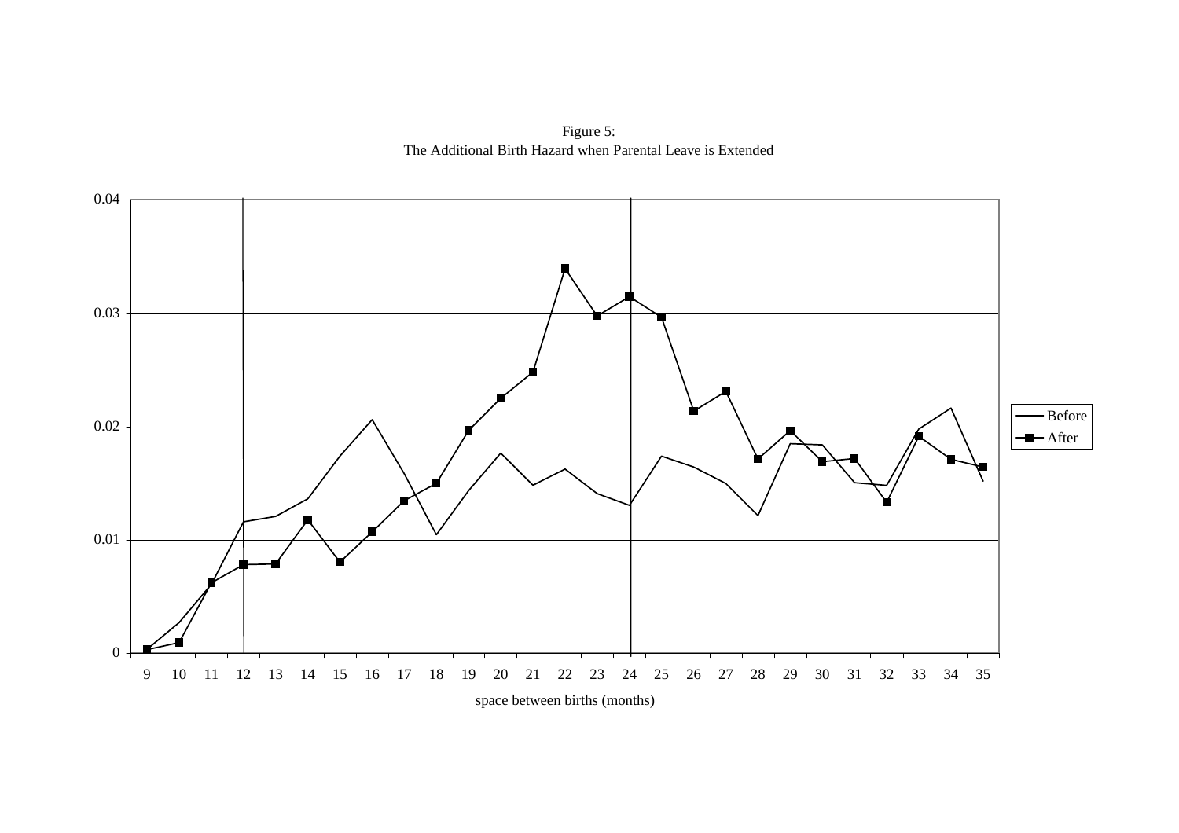Figure 5:
The Additional Birth Hazard when Parental Leave is Extended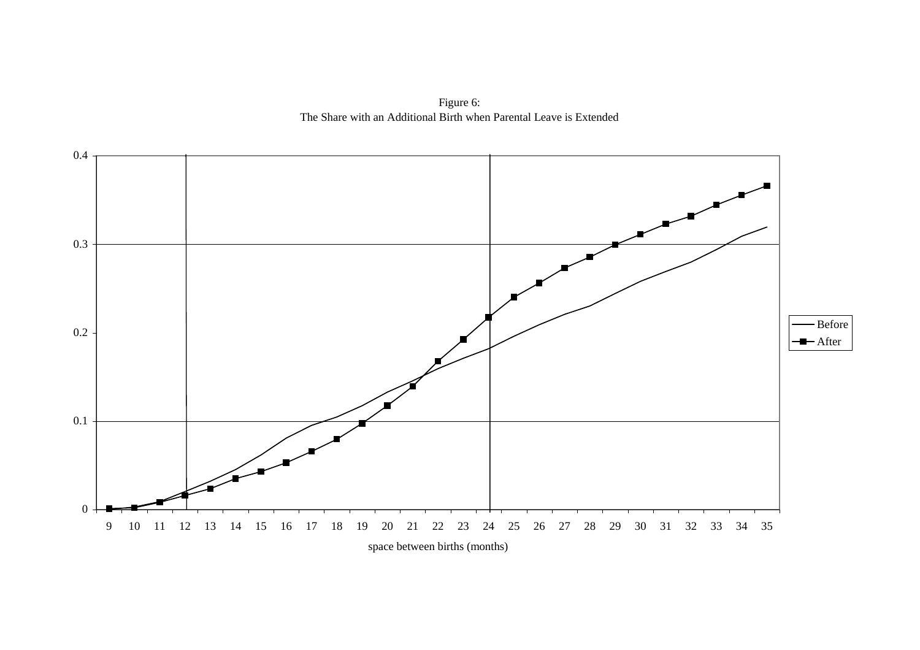Figure 6:
The Share with an Additional Birth when Parental Leave is Extended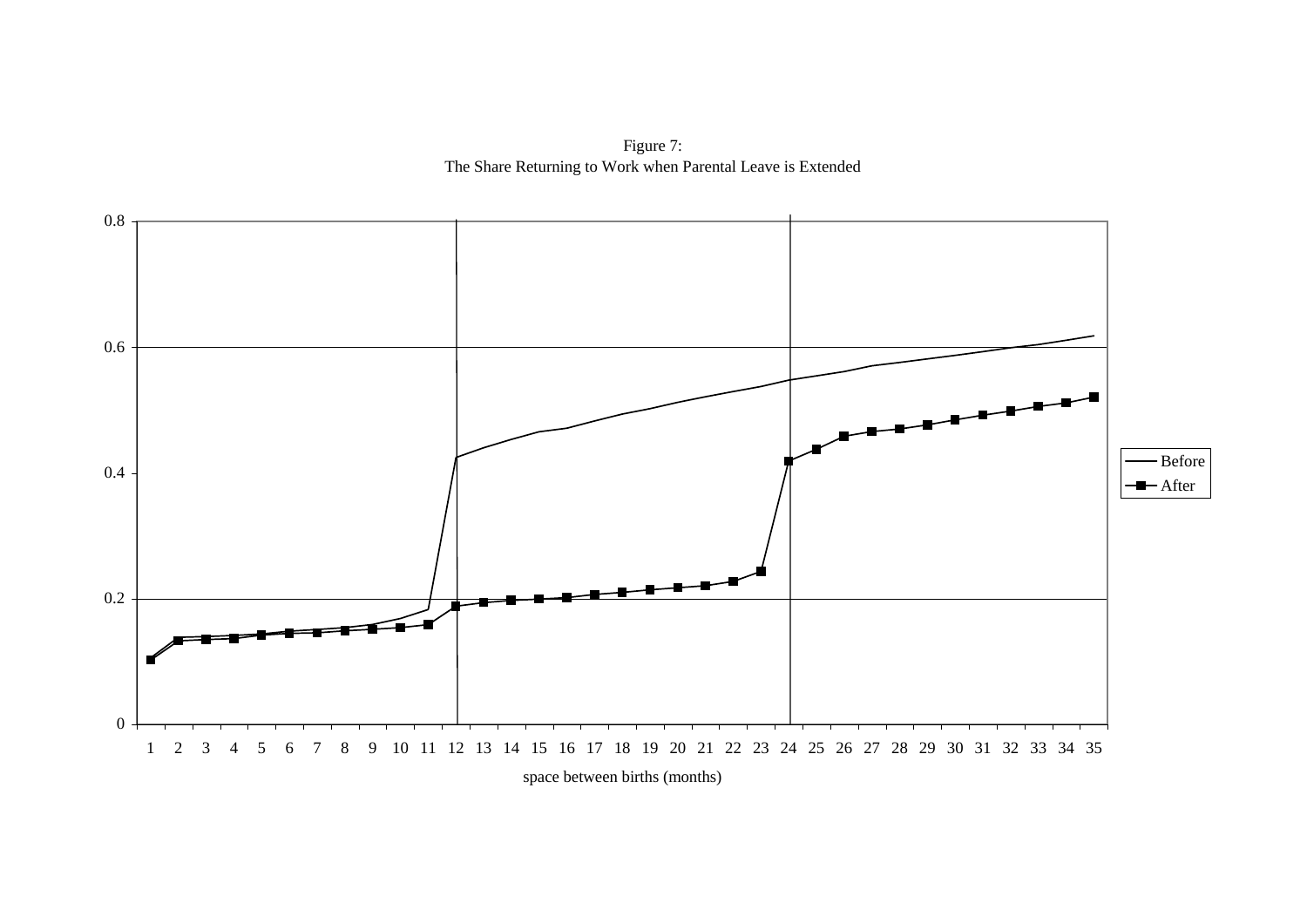Figure 7:
The Share Returning to Work when Parental Leave is Extended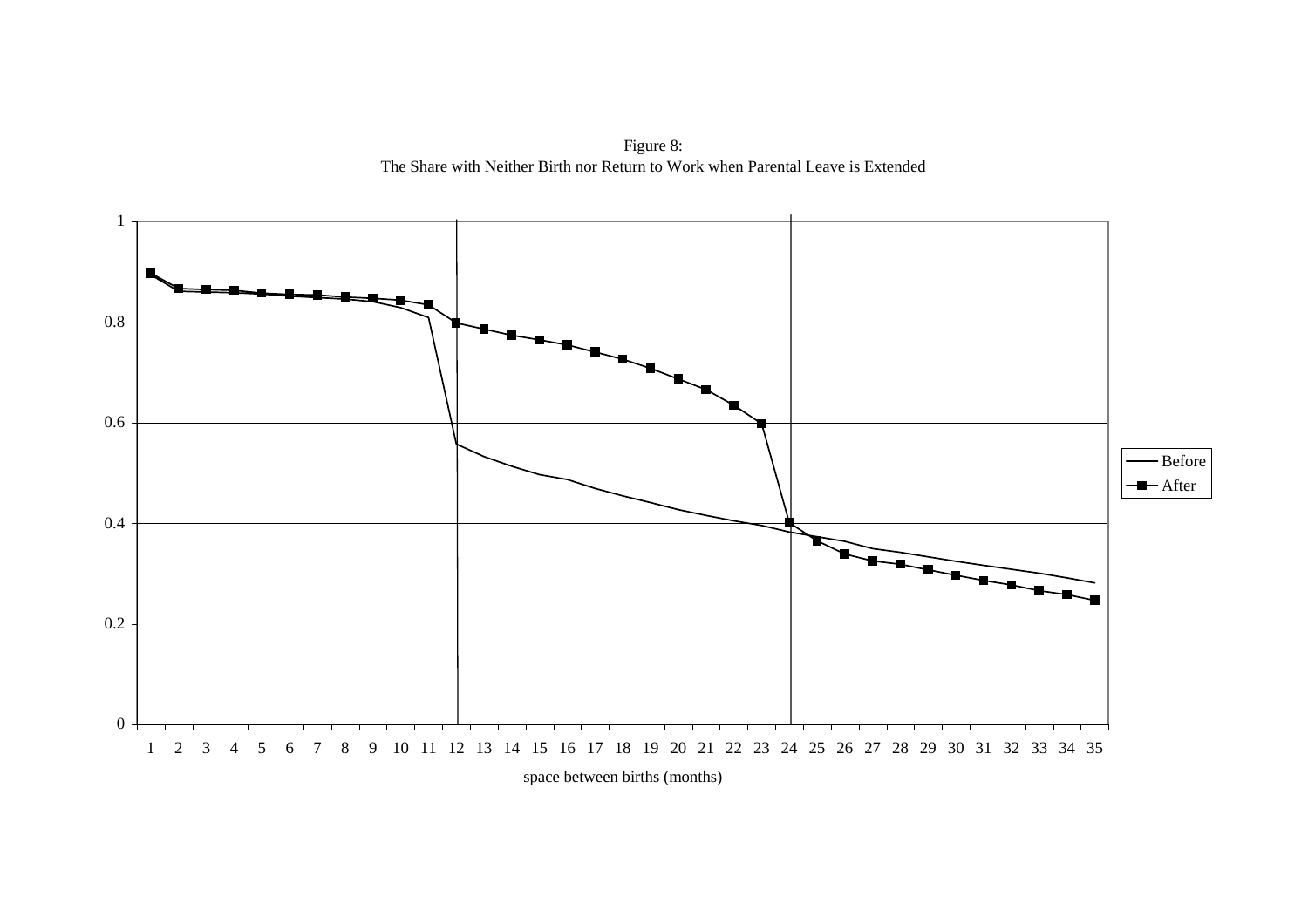Figure 8:
The Share with Neither Birth nor Return to Work when Parental Leave is Extended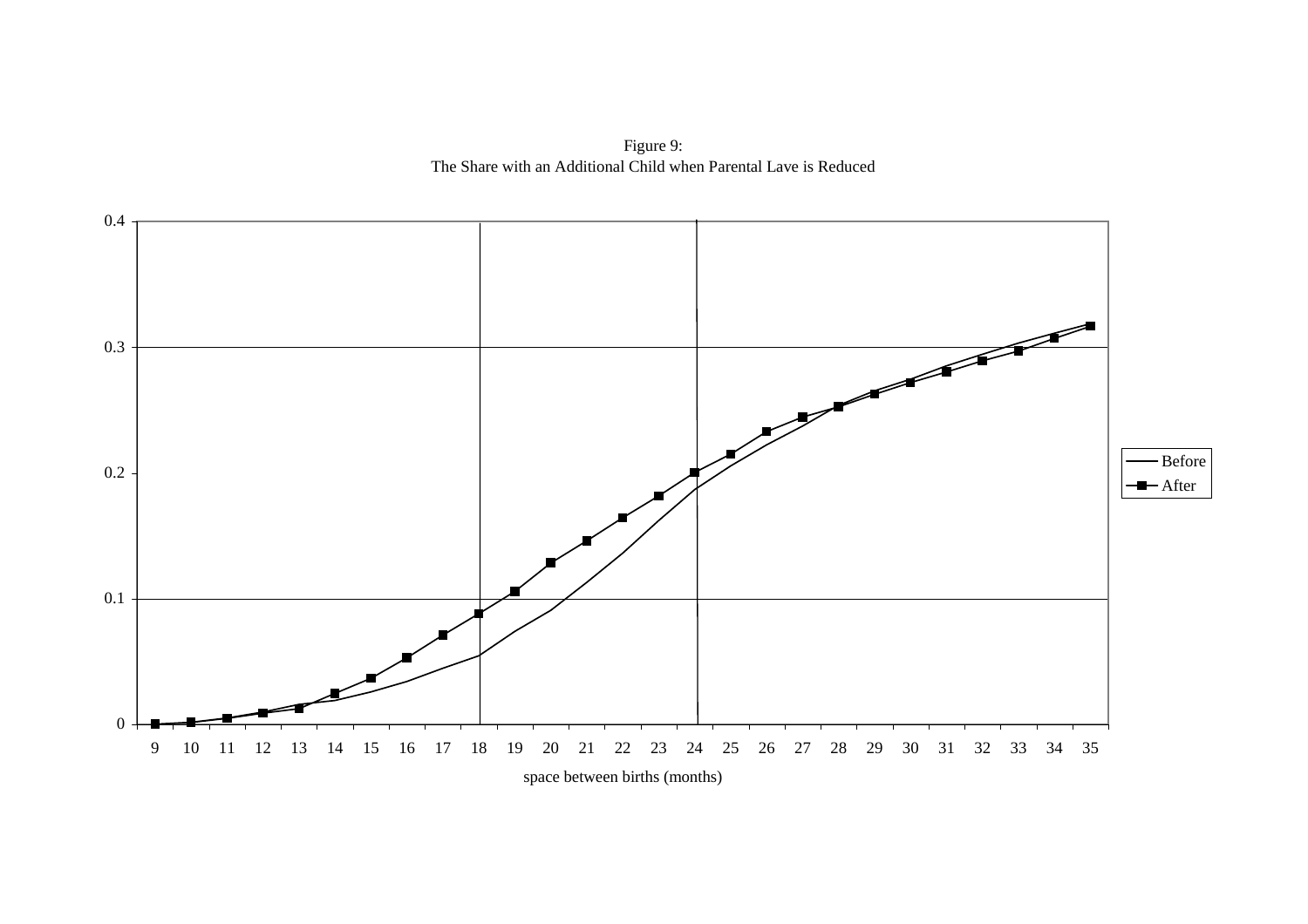Figure 9:
The Share with an Additional Child when Parental Lave is Reduced

0.4

0.3

0.2

0.1

0

9 10 11 12 13 14 15 16 17 18 19 20 21 22 23 24 25 26 27 28 29 30 31 32 33 34 35

space between births (months)

Before
After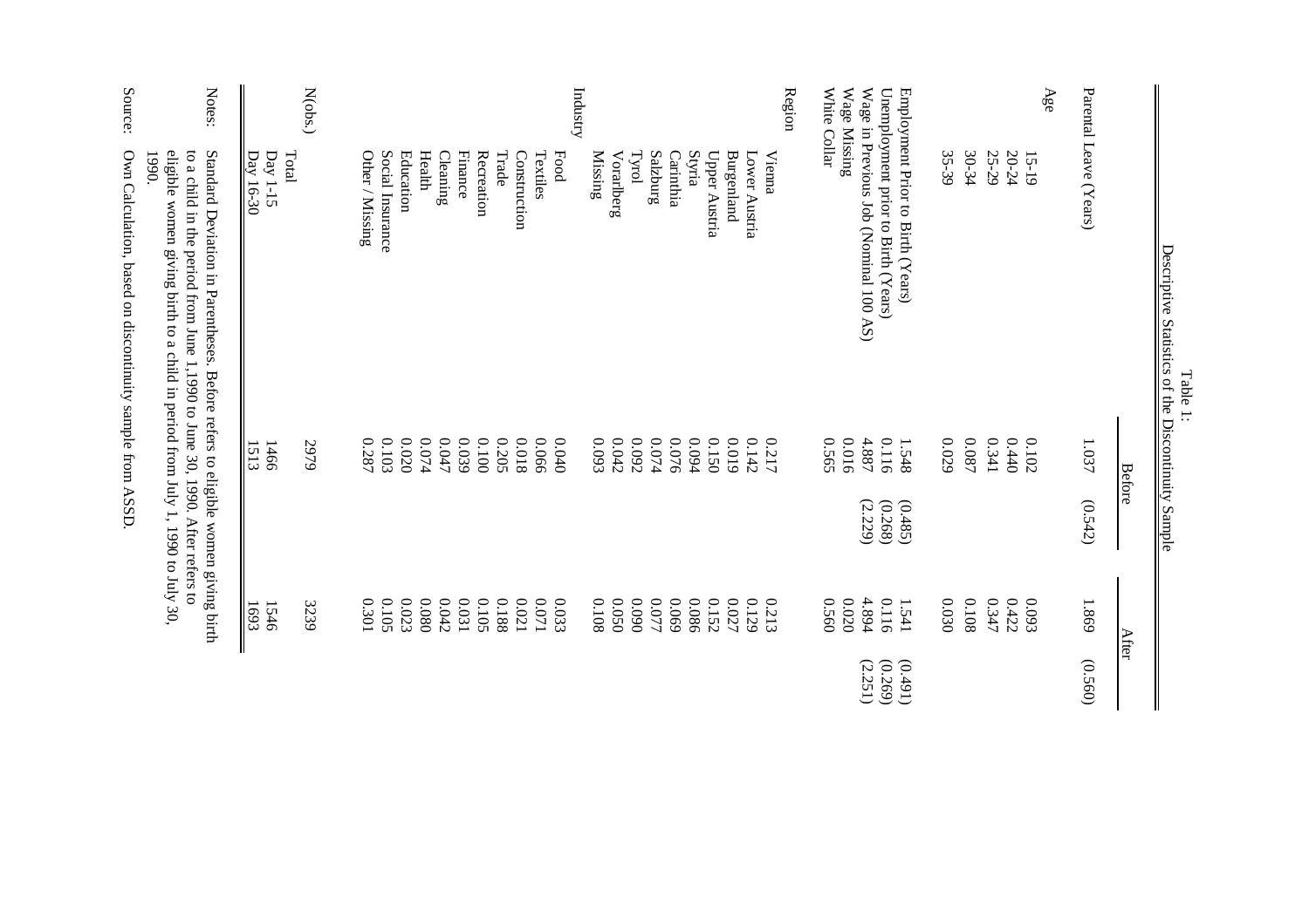Table 1:
Descriptive Statistics of the Discontinuity Sample

| | Before | | After | |
|---|---|---|---|---|
| Parental Leave (Years) | 1.037 | (0.542) | 1.869 | (0.560) |
| **Age** | | | | |
| 15-19 | 0.102 | | 0.093 | |
| 20-24 | 0.440 | | 0.422 | |
| 25-29 | 0.341 | | 0.347 | |
| 30-34 | 0.087 | | 0.108 | |
| 35-39 | 0.029 | | 0.030 | |
| Employment Prior to Birth (Years) | 1.548 | (0.485) | 1.541 | (0.491) |
| Unemployment prior to Birth (Years) | 0.116 | (0.268) | 0.116 | (0.269) |
| Wage in Previous Job (Nominal 100 AS) | 4.887 | (2.229) | 4.894 | (2.251) |
| Wage Missing | 0.016 | | 0.020 | |
| White Collar | 0.565 | | 0.560 | |
| **Region** | | | | |
| Vienna | 0.217 | | 0.213 | |
| Lower Austria | 0.142 | | 0.129 | |
| Burgenland | 0.019 | | 0.027 | |
| Upper Austria | 0.150 | | 0.152 | |
| Styria | 0.094 | | 0.086 | |
| Carinthia | 0.076 | | 0.069 | |
| Salzburg | 0.074 | | 0.077 | |
| Tyrol | 0.092 | | 0.090 | |
| Vorarlberg | 0.042 | | 0.050 | |
| Missing | 0.093 | | 0.108 | |
| **Industry** | | | | |
| Food | 0.040 | | 0.033 | |
| Textiles | 0.066 | | 0.071 | |
| Construction | 0.018 | | 0.021 | |
| Trade | 0.205 | | 0.188 | |
| Recreation | 0.100 | | 0.105 | |
| Finance | 0.039 | | 0.031 | |
| Cleaning | 0.047 | | 0.042 | |
| Health | 0.074 | | 0.080 | |
| Education | 0.020 | | 0.023 | |
| Social Insurance | 0.103 | | 0.105 | |
| Other / Missing | 0.287 | | 0.301 | |
| **N(obs.)** | | | | |
| Total | 2979 | | 3239 | |
| Day 1-15 | 1466 | | 1546 | |
| Day 16-30 | 1513 | | 1693 | |

Notes: Standard Deviation in Parentheses. Before refers to eligible women giving birth to a child in the period from June 1,1990 to June 30, 1990. After refers to eligible women giving birth to a child in period from July 1, 1990 to July 30, 1990.

Source: Own Calculation, based on discontinuity sample from ASSD.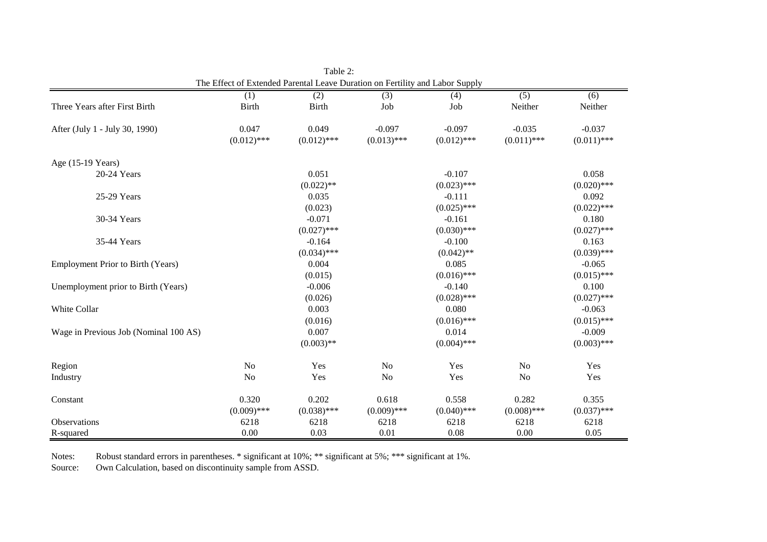Table 2:
The Effect of Extended Parental Leave Duration on Fertility and Labor Supply

| | (1) | (2) | (3) | (4) | (5) | (6) |
|---|---|---|---|---|---|---|
| Three Years after First Birth | Birth | Birth | Job | Job | Neither | Neither |
| After (July 1 - July 30, 1990) | 0.047 | 0.049 | -0.097 | -0.097 | -0.035 | -0.037 |
| | (0.012)*** | (0.012)*** | (0.013)*** | (0.012)*** | (0.011)*** | (0.011)*** |
| Age (15-19 Years) | | | | | | |
| 20-24 Years | | 0.051 | | -0.107 | | 0.058 |
| | | (0.022)** | | (0.023)*** | | (0.020)*** |
| 25-29 Years | | 0.035 | | -0.111 | | 0.092 |
| | | (0.023) | | (0.025)*** | | (0.022)*** |
| 30-34 Years | | -0.071 | | -0.161 | | 0.180 |
| | | (0.027)*** | | (0.030)*** | | (0.027)*** |
| 35-44 Years | | -0.164 | | -0.100 | | 0.163 |
| | | (0.034)*** | | (0.042)** | | (0.039)*** |
| Employment Prior to Birth (Years) | | 0.004 | | 0.085 | | -0.065 |
| | | (0.015) | | (0.016)*** | | (0.015)*** |
| Unemployment prior to Birth (Years) | | -0.006 | | -0.140 | | 0.100 |
| | | (0.026) | | (0.028)*** | | (0.027)*** |
| White Collar | | 0.003 | | 0.080 | | -0.063 |
| | | (0.016) | | (0.016)*** | | (0.015)*** |
| Wage in Previous Job (Nominal 100 AS) | | 0.007 | | 0.014 | | -0.009 |
| | | (0.003)** | | (0.004)*** | | (0.003)*** |
| Region | No | Yes | No | Yes | No | Yes |
| Industry | No | Yes | No | Yes | No | Yes |
| Constant | 0.320 | 0.202 | 0.618 | 0.558 | 0.282 | 0.355 |
| | (0.009)*** | (0.038)*** | (0.009)*** | (0.040)*** | (0.008)*** | (0.037)*** |
| Observations | 6218 | 6218 | 6218 | 6218 | 6218 | 6218 |
| R-squared | 0.00 | 0.03 | 0.01 | 0.08 | 0.00 | 0.05 |

Notes: Robust standard errors in parentheses. * significant at 10%; ** significant at 5%; *** significant at 1%.

Source: Own Calculation, based on discontinuity sample from ASSD.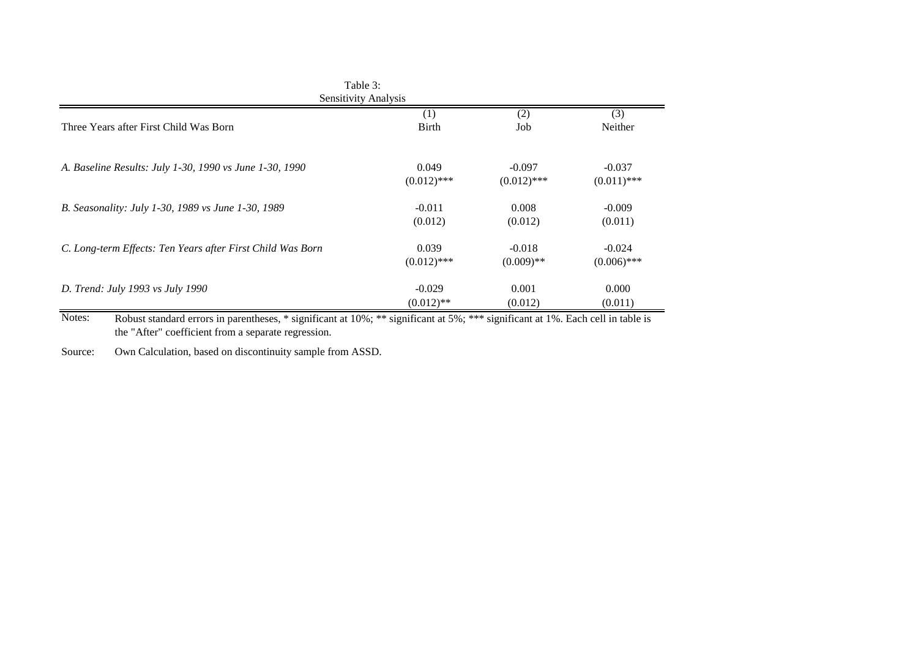Table 3:
Sensitivity Analysis

| Three Years after First Child Was Born | (1) Birth | (2) Job | (3) Neither |
|---|---|---|---|
| *A. Baseline Results: July 1-30, 1990 vs June 1-30, 1990* | 0.049 | -0.097 | -0.037 |
| | (0.012)*** | (0.012)*** | (0.011)*** |
| *B. Seasonality: July 1-30, 1989 vs June 1-30, 1989* | -0.011 | 0.008 | -0.009 |
| | (0.012) | (0.012) | (0.011) |
| *C. Long-term Effects: Ten Years after First Child Was Born* | 0.039 | -0.018 | -0.024 |
| | (0.012)*** | (0.009)** | (0.006)*** |
| *D. Trend: July 1993 vs July 1990* | -0.029 | 0.001 | 0.000 |
| | (0.012)** | (0.012) | (0.011) |

Notes: Robust standard errors in parentheses, * significant at 10%; ** significant at 5%; *** significant at 1%. Each cell in table is the "After" coefficient from a separate regression.

Source: Own Calculation, based on discontinuity sample from ASSD.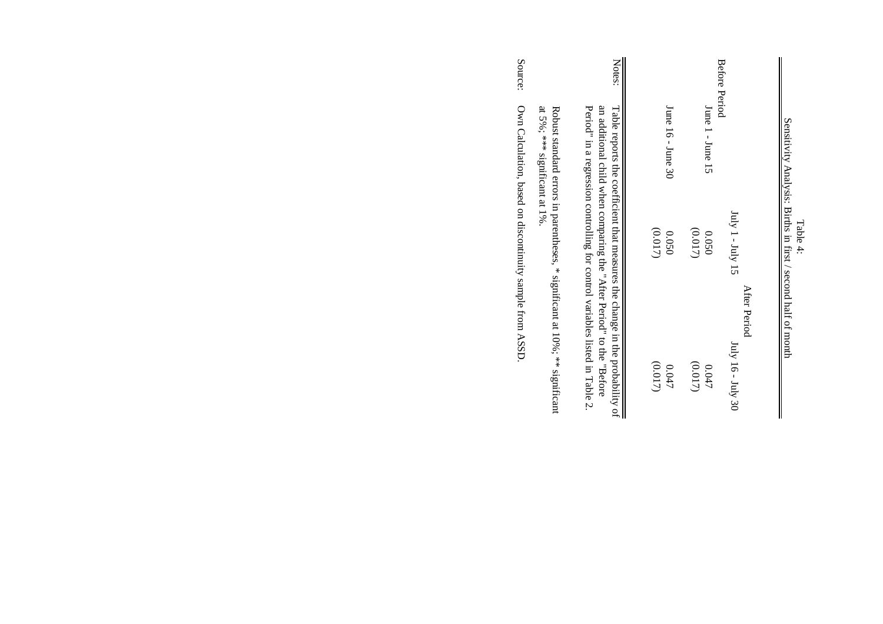Table 4:
Sensitivity Analysis: Births in first / second half of month

| | After Period | |
|---|---|---|
| Before Period | July 1 - July 15 | July 16 - July 30 |
| June 1 - June 15 | 0.050 | 0.047 |
| | (0.017) | (0.017) |
| June 16 - June 30 | 0.050 | 0.047 |
| | (0.017) | (0.017) |

Notes: Table reports the coefficient that measures the change in the probability of an additional child when comparing the "After Period" to the "Before Period" in a regression controlling for control variables listed in Table 2.

Robust standard errors in parentheses, * significant at 10%; ** significant at 5%; *** significant at 1%.

Source: Own Calculation, based on discontinuity sample from ASSD.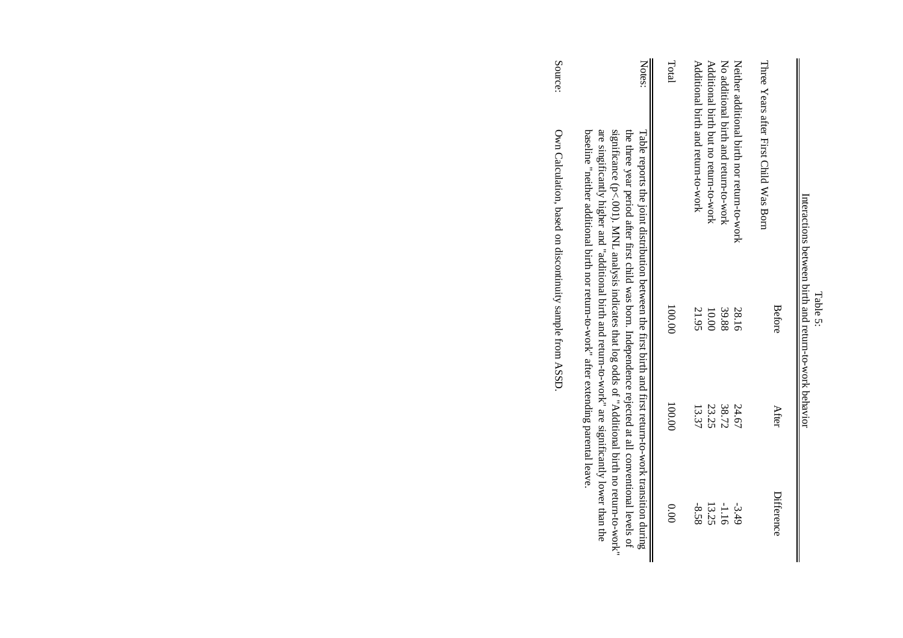Table 5:
Interactions between birth and return-to-work behavior

| | Before | After | Difference |
|---|---|---|---|
| Three Years after First Child Was Born | | | |
| Neither additional birth nor return-to-work | 28.16 | 24.67 | -3.49 |
| No additional birth and return-to-work | 39.88 | 38.72 | -1.16 |
| Additional birth but no return-to-work | 10.00 | 23.25 | 13.25 |
| Additional birth and return-to-work | 21.95 | 13.37 | -8.58 |
| Total | 100.00 | 100.00 | 0.00 |

Notes: Table reports the joint distribution between the first birth and first return-to-work transition during the three year period after first child was born. Independence rejected at all conventional levels of significance ($p < .001$). MNL analysis indicates that log odds of "Additional birth no return-to-work" are singificantly higher and "additional birth and return-to-work" are significantly lower than the baseline "neither additional birth nor return-to-work" after extending parental leave.

Source: Own Calculation, based on discontinuity sample from ASSD.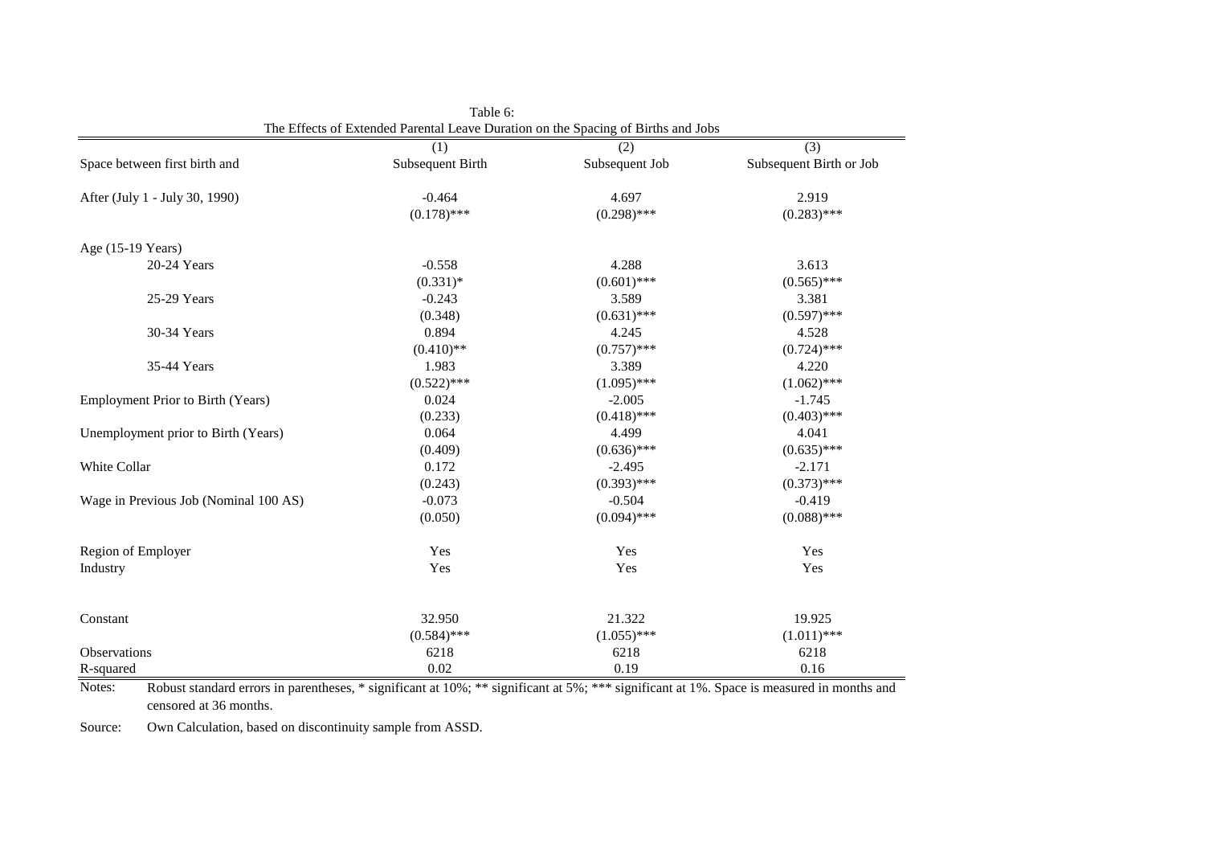Table 6:
The Effects of Extended Parental Leave Duration on the Spacing of Births and Jobs

| | (1) | (2) | (3) |
|---|---|---|---|
| Space between first birth and | Subsequent Birth | Subsequent Job | Subsequent Birth or Job |
| After (July 1 - July 30, 1990) | -0.464 | 4.697 | 2.919 |
| | (0.178)*** | (0.298)*** | (0.283)*** |
| Age (15-19 Years) | | | |
| 20-24 Years | -0.558 | 4.288 | 3.613 |
| | (0.331)* | (0.601)*** | (0.565)*** |
| 25-29 Years | -0.243 | 3.589 | 3.381 |
| | (0.348) | (0.631)*** | (0.597)*** |
| 30-34 Years | 0.894 | 4.245 | 4.528 |
| | (0.410)** | (0.757)*** | (0.724)*** |
| 35-44 Years | 1.983 | 3.389 | 4.220 |
| | (0.522)*** | (1.095)*** | (1.062)*** |
| Employment Prior to Birth (Years) | 0.024 | -2.005 | -1.745 |
| | (0.233) | (0.418)*** | (0.403)*** |
| Unemployment prior to Birth (Years) | 0.064 | 4.499 | 4.041 |
| | (0.409) | (0.636)*** | (0.635)*** |
| White Collar | 0.172 | -2.495 | -2.171 |
| | (0.243) | (0.393)*** | (0.373)*** |
| Wage in Previous Job (Nominal 100 AS) | -0.073 | -0.504 | -0.419 |
| | (0.050) | (0.094)*** | (0.088)*** |
| Region of Employer | Yes | Yes | Yes |
| Industry | Yes | Yes | Yes |
| Constant | 32.950 | 21.322 | 19.925 |
| | (0.584)*** | (1.055)*** | (1.011)*** |
| Observations | 6218 | 6218 | 6218 |
| R-squared | 0.02 | 0.19 | 0.16 |

Notes: Robust standard errors in parentheses, * significant at 10%; ** significant at 5%; *** significant at 1%. Space is measured in months and censored at 36 months.

Source: Own Calculation, based on discontinuity sample from ASSD.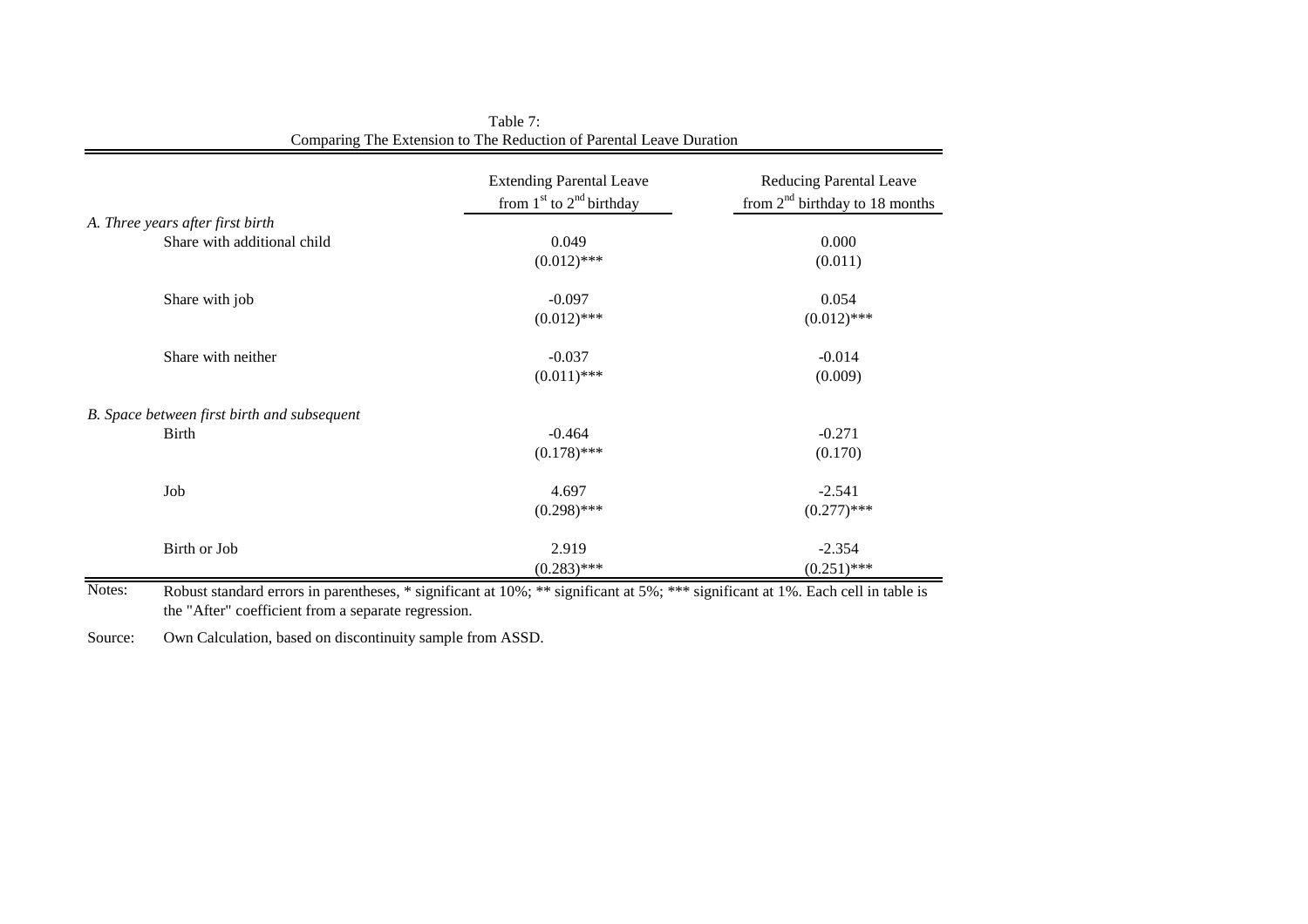Table 7:
Comparing The Extension to The Reduction of Parental Leave Duration

| | Extending Parental Leave from 1[st] to 2[nd] birthday | Reducing Parental Leave from 2[nd] birthday to 18 months |
|---|---|---|
| *A. Three years after first birth* | | |
| Share with additional child | 0.049 | 0.000 |
| | (0.012)*** | (0.011) |
| Share with job | -0.097 | 0.054 |
| | (0.012)*** | (0.012)*** |
| Share with neither | -0.037 | -0.014 |
| | (0.011)*** | (0.009) |
| *B. Space between first birth and subsequent* | | |
| Birth | -0.464 | -0.271 |
| | (0.178)*** | (0.170) |
| Job | 4.697 | -2.541 |
| | (0.298)*** | (0.277)*** |
| Birth or Job | 2.919 | -2.354 |
| | (0.283)*** | (0.251)*** |

Notes: Robust standard errors in parentheses, * significant at 10%; ** significant at 5%; *** significant at 1%. Each cell in table is the "After" coefficient from a separate regression.

Source: Own Calculation, based on discontinuity sample from ASSD.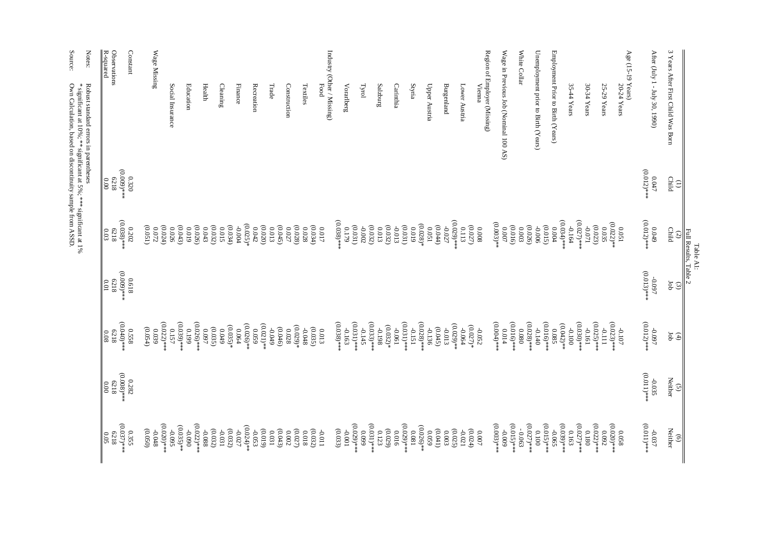Table A1:
Full Results, Table 2

| | (1) Child | (2) Child | (3) Job | (4) Job | (5) Neither | (6) Neither |
|---|---|---|---|---|---|---|
| 3 Years After First Child Was Born | | | | | | |
| After (July 1 - July 30, 1990) | 0.047 | 0.049 | -0.097 | -0.097 | -0.035 | -0.037 |
| | (0.012)*** | (0.012)*** | (0.013)*** | (0.012)*** | (0.011)*** | (0.011)*** |
| Age (15-19 Years) | | | | | | |
| 20-24 Years | | 0.051 | | -0.107 | | 0.058 |
| | | (0.022)** | | (0.023)*** | | (0.020)*** |
| 25-29 Years | | 0.035 | | -0.111 | | 0.092 |
| | | (0.023) | | (0.025)*** | | (0.022)*** |
| 30-34 Years | | -0.071 | | -0.161 | | 0.180 |
| | | (0.027)*** | | (0.030)*** | | (0.027)*** |
| 35-44 Years | | -0.164 | | -0.100 | | 0.163 |
| | | (0.034)*** | | (0.042)** | | (0.039)*** |
| Employment Prior to Birth (Years) | | 0.004 | | 0.085 | | -0.065 |
| | | (0.015) | | (0.016)*** | | (0.015)*** |
| Unemployment prior to Birth (Years) | | -0.006 | | -0.140 | | 0.100 |
| | | (0.026) | | (0.028)*** | | (0.027)*** |
| White Collar | | 0.003 | | 0.080 | | -0.063 |
| | | (0.016) | | (0.016)*** | | (0.015)*** |
| Wage in Previous Job (Nominal 100 AS) | | 0.007 | | 0.014 | | -0.009 |
| | | (0.003)** | | (0.004)*** | | (0.003)*** |
| Region of Employer (Missing) | | | | | | |
| Vienna | | 0.008 | | -0.052 | | 0.007 |
| | | (0.027) | | (0.027)* | | (0.024) |
| Lower Austria | | 0.113 | | -0.064 | | -0.021 |
| | | (0.029)*** | | (0.029)** | | (0.025) |
| Burgenland | | -0.027 | | -0.013 | | 0.003 |
| | | (0.044) | | (0.045) | | (0.041) |
| Upper Austria | | 0.051 | | -0.136 | | 0.059 |
| | | (0.028)* | | (0.028)*** | | (0.026)** |
| Styria | | 0.019 | | -0.151 | | 0.081 |
| | | (0.031) | | (0.031)*** | | (0.029)*** |
| Carinthia | | -0.013 | | -0.061 | | 0.016 |
| | | (0.032) | | (0.032)* | | (0.029) |
| Salzburg | | 0.013 | | -0.198 | | 0.123 |
| | | (0.032) | | (0.033)*** | | (0.031)*** |
| Tyrol | | -0.002 | | -0.145 | | 0.099 |
| | | (0.031) | | (0.031)*** | | (0.029)*** |
| Vorarlberg | | 0.179 | | -0.163 | | -0.001 |
| | | (0.038)*** | | (0.038)*** | | (0.033) |
| Industry (Other / Missing) | | | | | | |
| Food | | 0.017 | | 0.013 | | -0.01 |
| | | (0.034) | | (0.035) | | (0.032) |
| Textiles | | 0.028 | | -0.048 | | 0.018 |
| | | (0.028) | | (0.029)* | | (0.027) |
| Construction | | 0.027 | | 0.028 | | 0.002 |
| | | (0.045) | | (0.046) | | (0.043) |
| Trade | | 0.013 | | -0.049 | | 0.031 |
| | | (0.020) | | (0.021)** | | (0.019) |
| Recreation | | 0.042 | | 0.059 | | -0.053 |
| | | (0.025)* | | (0.026)** | | (0.024)** |
| Finance | | -0.004 | | 0.064 | | -0.027 |
| | | (0.034) | | (0.035)* | | (0.032) |
| Cleaning | | 0.015 | | 0.049 | | -0.031 |
| | | (0.032) | | (0.035) | | (0.032) |
| Health | | 0.043 | | 0.097 | | -0.088 |
| | | (0.026) | | (0.026)*** | | (0.022)*** |
| Education | | 0.019 | | 0.199 | | -0.090 |
| | | (0.043) | | (0.039)*** | | (0.035)** |
| Social Insurance | | 0.026 | | 0.157 | | -0.095 |
| | | (0.024) | | (0.022)*** | | (0.020)*** |
| Wage Missing | | 0.072 | | 0.039 | | -0.048 |
| | | (0.051) | | (0.054) | | (0.050) |
| Constant | 0.320 | 0.202 | 0.618 | 0.558 | 0.282 | 0.355 |
| | (0.009)*** | (0.038)*** | (0.009)*** | (0.040)*** | (0.008)*** | (0.037)*** |
| Observations | 6218 | 6218 | 6218 | 6218 | 6218 | 6218 |
| R-squared | 0.00 | 0.03 | 0.01 | 0.08 | 0.00 | 0.05 |

Notes: Robust standard errors in parentheses
* significant at 10%; ** significant at 5%; *** significant at 1%

Source: Own Calculation, based on discontinuity sample from ASSD.